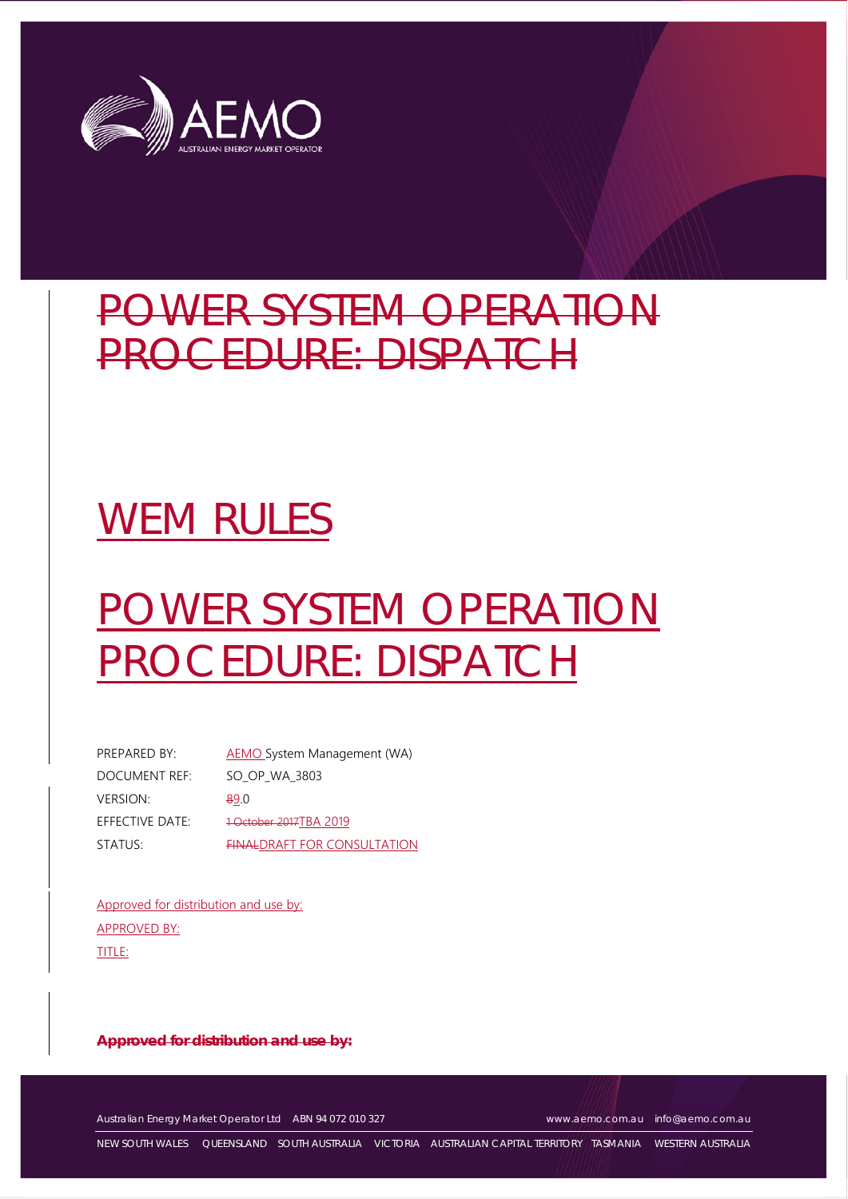AEMO
AUSTRALIAN ENERGY MARKET OPERATOR

~~POWER SYSTEM OPERATION PROCEDURE: DISPATCH~~

# WEM RULES

# POWER SYSTEM OPERATION PROCEDURE: DISPATCH

| | |
|---|---|
| PREPARED BY: | AEMO System Management (WA) |
| DOCUMENT REF: | SO_OP_WA_3803 |
| VERSION: | ~~8~~9.0 |
| EFFECTIVE DATE: | ~~1 October 2017~~TBA 2019 |
| STATUS: | ~~FINAL~~DRAFT FOR CONSULTATION |

Approved for distribution and use by:

APPROVED BY:

TITLE:

~~**Approved for distribution and use by:**~~

Australian Energy Market Operator Ltd ABN 94 072 010 327 www.aemo.com.au info@aemo.com.au

NEW SOUTH WALES QUEENSLAND SOUTH AUSTRALIA VICTORIA AUSTRALIAN CAPITAL TERRITORY TASMANIA WESTERN AUSTRALIA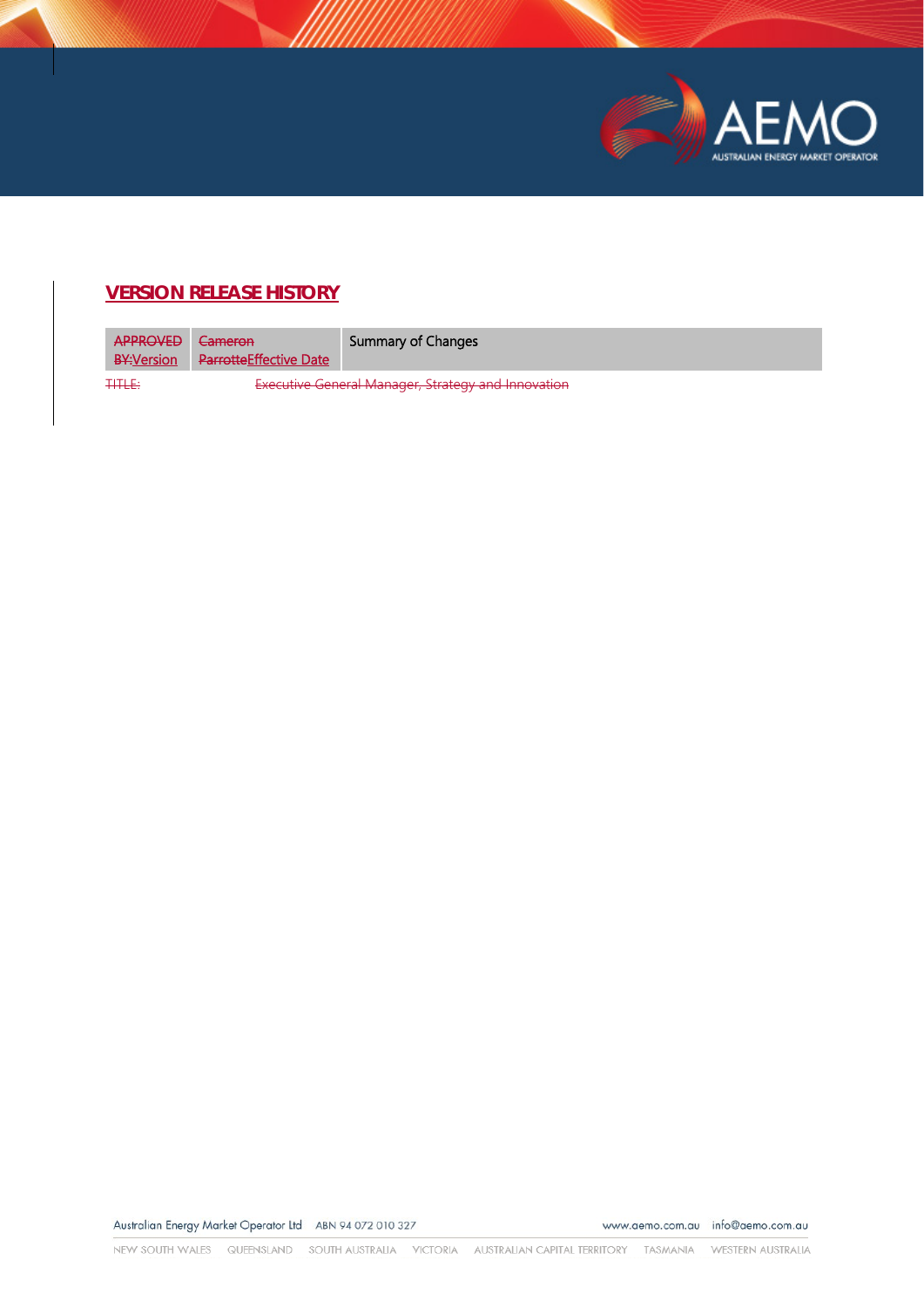## VERSION RELEASE HISTORY

| ~~APPROVED BY:~~Version | ~~Cameron Parrotte~~Effective Date | Summary of Changes |
|---|---|---|

~~TITLE:~~ ~~Executive General Manager, Strategy and Innovation~~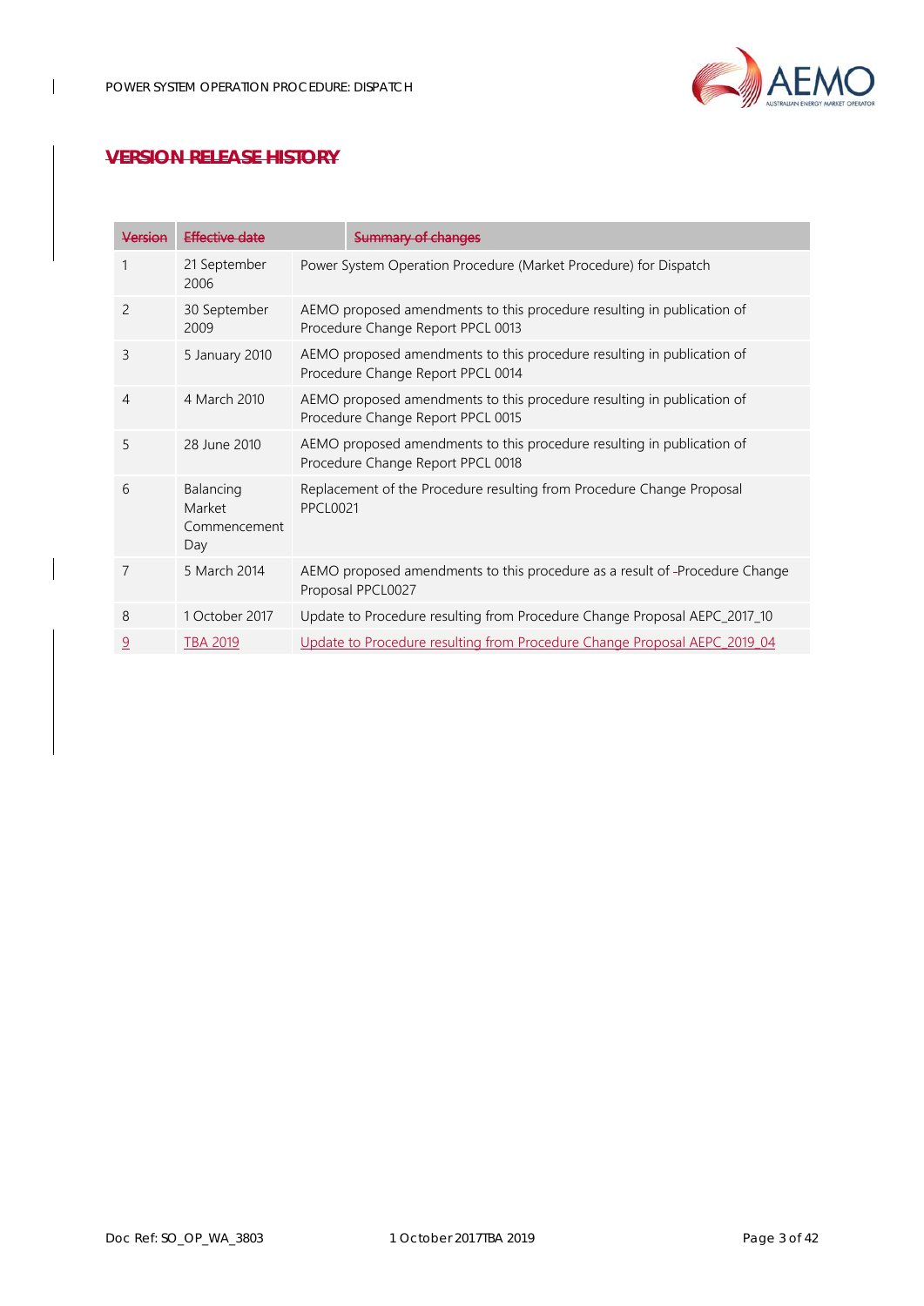## VERSION RELEASE HISTORY

| Version | Effective date | Summary of changes |
|---|---|---|
| 1 | 21 September 2006 | Power System Operation Procedure (Market Procedure) for Dispatch |
| 2 | 30 September 2009 | AEMO proposed amendments to this procedure resulting in publication of Procedure Change Report PPCL 0013 |
| 3 | 5 January 2010 | AEMO proposed amendments to this procedure resulting in publication of Procedure Change Report PPCL 0014 |
| 4 | 4 March 2010 | AEMO proposed amendments to this procedure resulting in publication of Procedure Change Report PPCL 0015 |
| 5 | 28 June 2010 | AEMO proposed amendments to this procedure resulting in publication of Procedure Change Report PPCL 0018 |
| 6 | Balancing Market Commencement Day | Replacement of the Procedure resulting from Procedure Change Proposal PPCL0021 |
| 7 | 5 March 2014 | AEMO proposed amendments to this procedure as a result of -Procedure Change Proposal PPCL0027 |
| 8 | 1 October 2017 | Update to Procedure resulting from Procedure Change Proposal AEPC_2017_10 |
| 9 | TBA 2019 | Update to Procedure resulting from Procedure Change Proposal AEPC_2019_04 |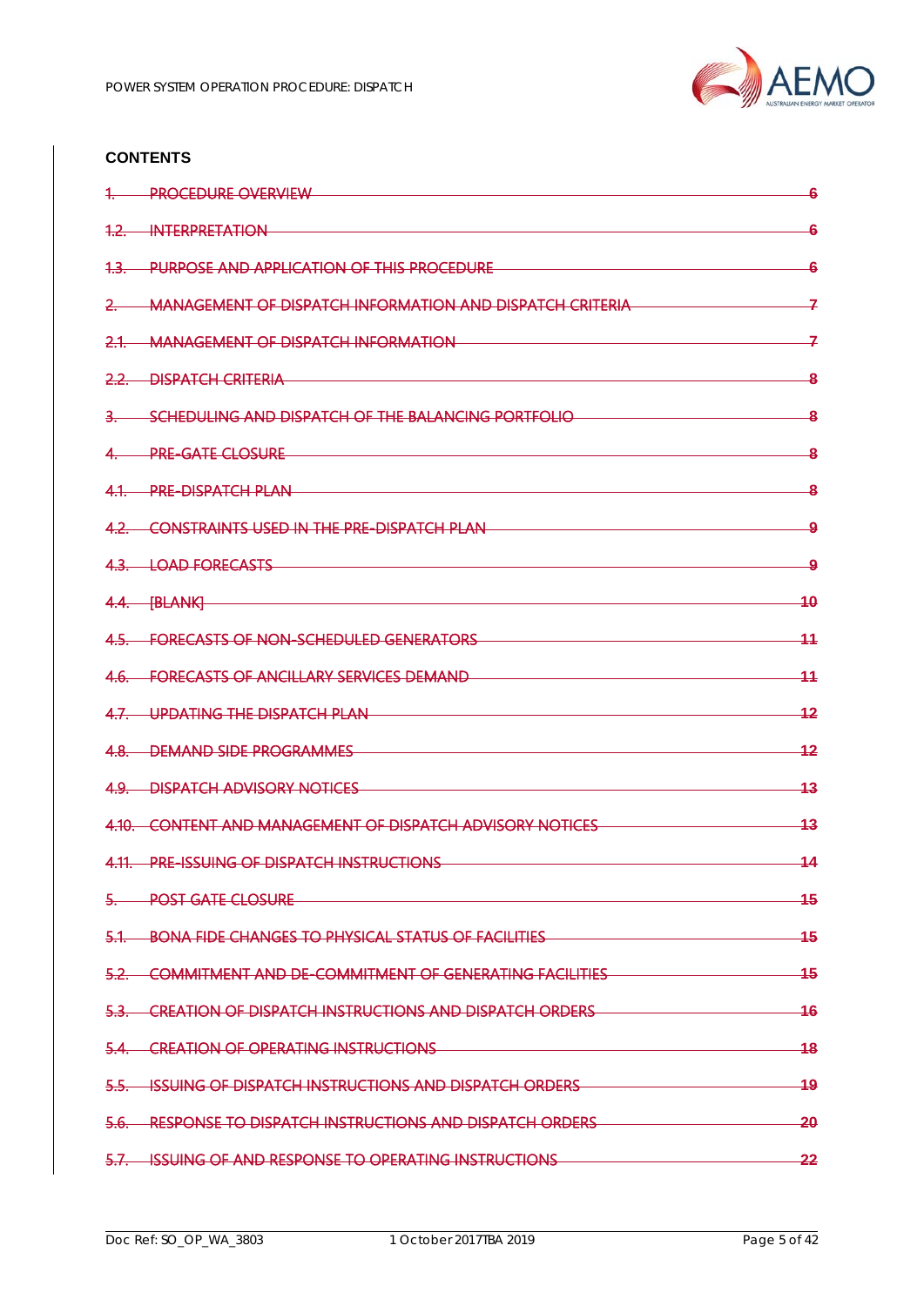**CONTENTS**

~~1. PROCEDURE OVERVIEW 6~~

~~1.2. INTERPRETATION 6~~

~~1.3. PURPOSE AND APPLICATION OF THIS PROCEDURE 6~~

~~2. MANAGEMENT OF DISPATCH INFORMATION AND DISPATCH CRITERIA 7~~

~~2.1. MANAGEMENT OF DISPATCH INFORMATION 7~~

~~2.2. DISPATCH CRITERIA 8~~

~~3. SCHEDULING AND DISPATCH OF THE BALANCING PORTFOLIO 8~~

~~4. PRE-GATE CLOSURE 8~~

~~4.1. PRE-DISPATCH PLAN 8~~

~~4.2. CONSTRAINTS USED IN THE PRE-DISPATCH PLAN 9~~

~~4.3. LOAD FORECASTS 9~~

~~4.4. [BLANK] 10~~

~~4.5. FORECASTS OF NON-SCHEDULED GENERATORS 11~~

~~4.6. FORECASTS OF ANCILLARY SERVICES DEMAND 11~~

~~4.7. UPDATING THE DISPATCH PLAN 12~~

~~4.8. DEMAND SIDE PROGRAMMES 12~~

~~4.9. DISPATCH ADVISORY NOTICES 13~~

~~4.10. CONTENT AND MANAGEMENT OF DISPATCH ADVISORY NOTICES 13~~

~~4.11. PRE-ISSUING OF DISPATCH INSTRUCTIONS 14~~

~~5. POST GATE CLOSURE 15~~

~~5.1. BONA FIDE CHANGES TO PHYSICAL STATUS OF FACILITIES 15~~

~~5.2. COMMITMENT AND DE-COMMITMENT OF GENERATING FACILITIES 15~~

~~5.3. CREATION OF DISPATCH INSTRUCTIONS AND DISPATCH ORDERS 16~~

~~5.4. CREATION OF OPERATING INSTRUCTIONS 18~~

~~5.5. ISSUING OF DISPATCH INSTRUCTIONS AND DISPATCH ORDERS 19~~

~~5.6. RESPONSE TO DISPATCH INSTRUCTIONS AND DISPATCH ORDERS 20~~

~~5.7. ISSUING OF AND RESPONSE TO OPERATING INSTRUCTIONS 22~~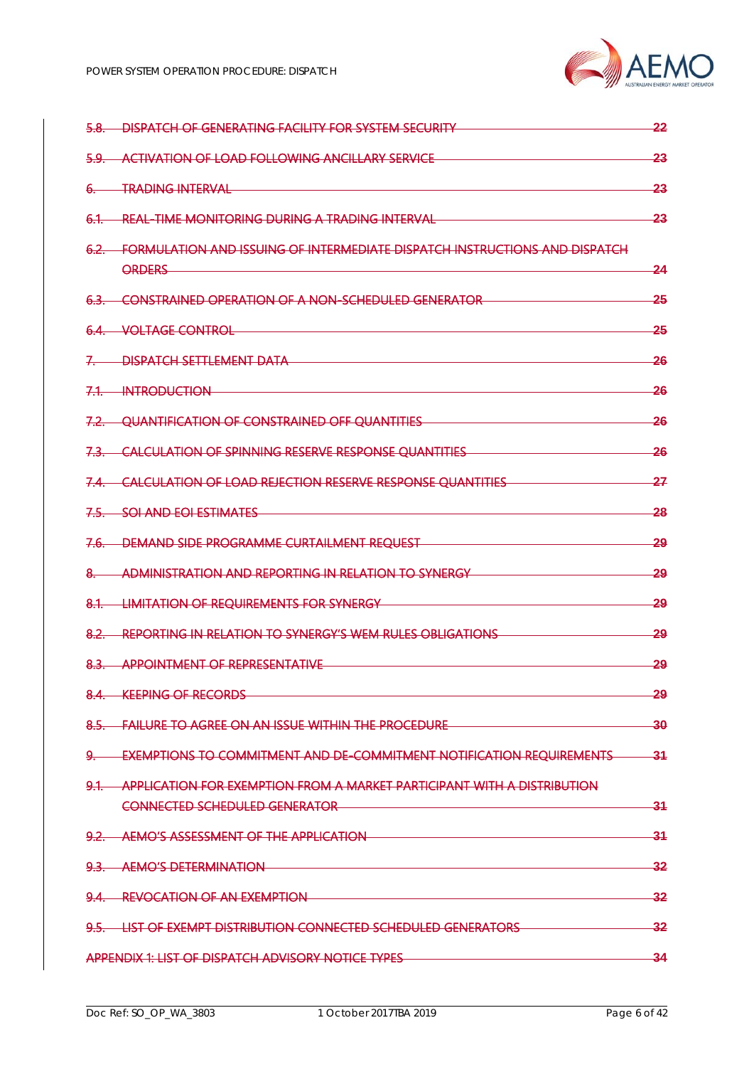~~5.8. DISPATCH OF GENERATING FACILITY FOR SYSTEM SECURITY 22~~

~~5.9. ACTIVATION OF LOAD FOLLOWING ANCILLARY SERVICE 23~~

~~6. TRADING INTERVAL 23~~

~~6.1. REAL-TIME MONITORING DURING A TRADING INTERVAL 23~~

~~6.2. FORMULATION AND ISSUING OF INTERMEDIATE DISPATCH INSTRUCTIONS AND DISPATCH ORDERS 24~~

~~6.3. CONSTRAINED OPERATION OF A NON-SCHEDULED GENERATOR 25~~

~~6.4. VOLTAGE CONTROL 25~~

~~7. DISPATCH SETTLEMENT DATA 26~~

~~7.1. INTRODUCTION 26~~

~~7.2. QUANTIFICATION OF CONSTRAINED OFF QUANTITIES 26~~

~~7.3. CALCULATION OF SPINNING RESERVE RESPONSE QUANTITIES 26~~

~~7.4. CALCULATION OF LOAD REJECTION RESERVE RESPONSE QUANTITIES 27~~

~~7.5. SOI AND EOI ESTIMATES 28~~

~~7.6. DEMAND SIDE PROGRAMME CURTAILMENT REQUEST 29~~

~~8. ADMINISTRATION AND REPORTING IN RELATION TO SYNERGY 29~~

~~8.1. LIMITATION OF REQUIREMENTS FOR SYNERGY 29~~

~~8.2. REPORTING IN RELATION TO SYNERGY'S WEM RULES OBLIGATIONS 29~~

~~8.3. APPOINTMENT OF REPRESENTATIVE 29~~

~~8.4. KEEPING OF RECORDS 29~~

~~8.5. FAILURE TO AGREE ON AN ISSUE WITHIN THE PROCEDURE 30~~

~~9. EXEMPTIONS TO COMMITMENT AND DE-COMMITMENT NOTIFICATION REQUIREMENTS 31~~

~~9.1. APPLICATION FOR EXEMPTION FROM A MARKET PARTICIPANT WITH A DISTRIBUTION CONNECTED SCHEDULED GENERATOR 31~~

~~9.2. AEMO'S ASSESSMENT OF THE APPLICATION 31~~

~~9.3. AEMO'S DETERMINATION 32~~

~~9.4. REVOCATION OF AN EXEMPTION 32~~

~~9.5. LIST OF EXEMPT DISTRIBUTION CONNECTED SCHEDULED GENERATORS 32~~

~~APPENDIX 1: LIST OF DISPATCH ADVISORY NOTICE TYPES 34~~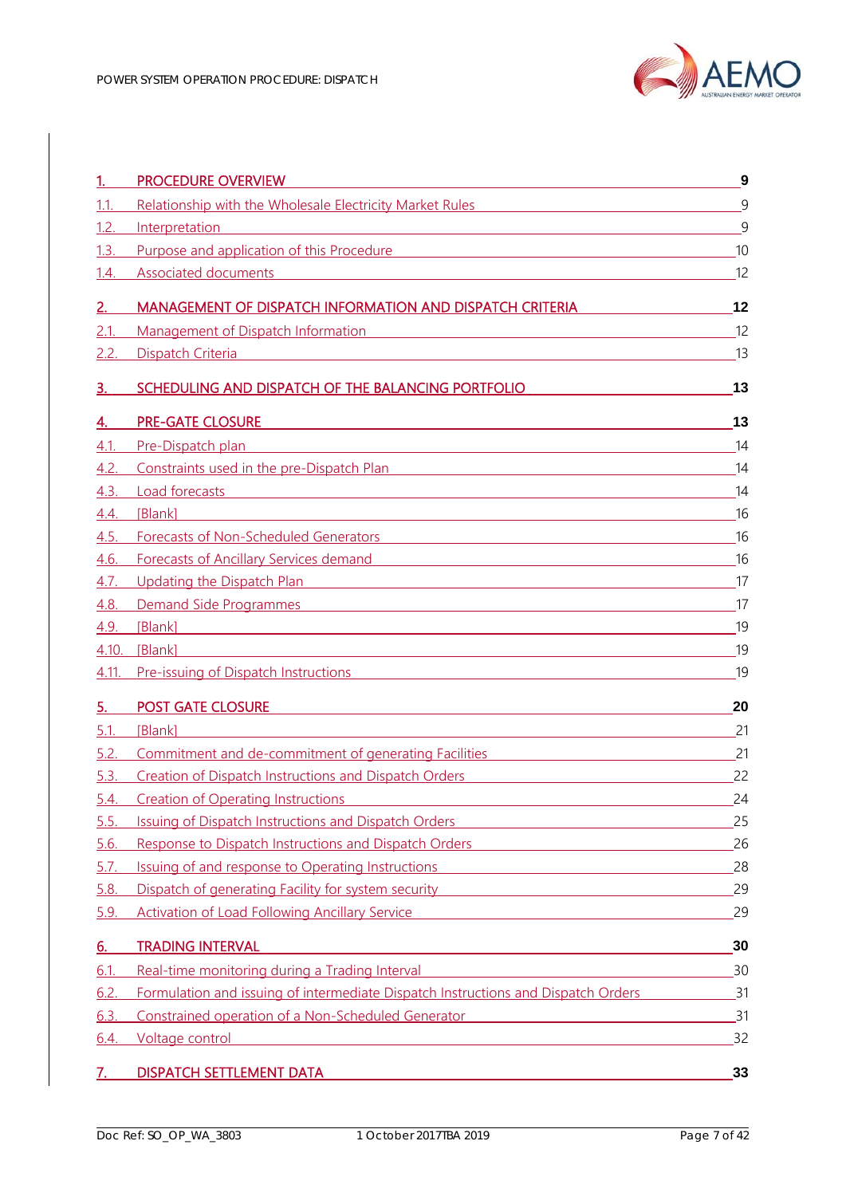| | | |
|---|---|---|
| **1.** | **PROCEDURE OVERVIEW** | **9** |
| 1.1. | Relationship with the Wholesale Electricity Market Rules | 9 |
| 1.2. | Interpretation | 9 |
| 1.3. | Purpose and application of this Procedure | 10 |
| 1.4. | Associated documents | 12 |
| **2.** | **MANAGEMENT OF DISPATCH INFORMATION AND DISPATCH CRITERIA** | **12** |
| 2.1. | Management of Dispatch Information | 12 |
| 2.2. | Dispatch Criteria | 13 |
| **3.** | **SCHEDULING AND DISPATCH OF THE BALANCING PORTFOLIO** | **13** |
| **4.** | **PRE-GATE CLOSURE** | **13** |
| 4.1. | Pre-Dispatch plan | 14 |
| 4.2. | Constraints used in the pre-Dispatch Plan | 14 |
| 4.3. | Load forecasts | 14 |
| 4.4. | [Blank] | 16 |
| 4.5. | Forecasts of Non-Scheduled Generators | 16 |
| 4.6. | Forecasts of Ancillary Services demand | 16 |
| 4.7. | Updating the Dispatch Plan | 17 |
| 4.8. | Demand Side Programmes | 17 |
| 4.9. | [Blank] | 19 |
| 4.10. | [Blank] | 19 |
| 4.11. | Pre-issuing of Dispatch Instructions | 19 |
| **5.** | **POST GATE CLOSURE** | **20** |
| 5.1. | [Blank] | 21 |
| 5.2. | Commitment and de-commitment of generating Facilities | 21 |
| 5.3. | Creation of Dispatch Instructions and Dispatch Orders | 22 |
| 5.4. | Creation of Operating Instructions | 24 |
| 5.5. | Issuing of Dispatch Instructions and Dispatch Orders | 25 |
| 5.6. | Response to Dispatch Instructions and Dispatch Orders | 26 |
| 5.7. | Issuing of and response to Operating Instructions | 28 |
| 5.8. | Dispatch of generating Facility for system security | 29 |
| 5.9. | Activation of Load Following Ancillary Service | 29 |
| **6.** | **TRADING INTERVAL** | **30** |
| 6.1. | Real-time monitoring during a Trading Interval | 30 |
| 6.2. | Formulation and issuing of intermediate Dispatch Instructions and Dispatch Orders | 31 |
| 6.3. | Constrained operation of a Non-Scheduled Generator | 31 |
| 6.4. | Voltage control | 32 |
| **7.** | **DISPATCH SETTLEMENT DATA** | **33** |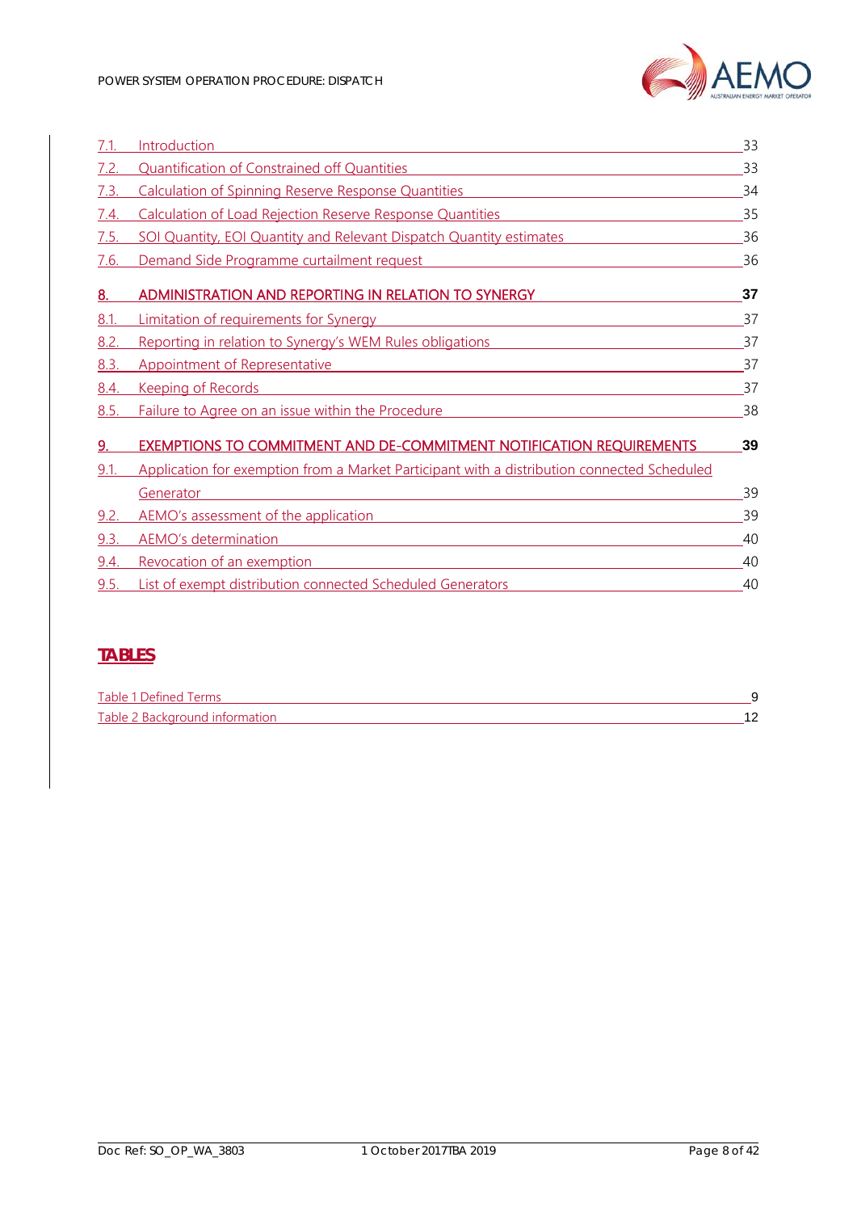7.1. Introduction 33
7.2. Quantification of Constrained off Quantities 33
7.3. Calculation of Spinning Reserve Response Quantities 34
7.4. Calculation of Load Rejection Reserve Response Quantities 35
7.5. SOI Quantity, EOI Quantity and Relevant Dispatch Quantity estimates 36
7.6. Demand Side Programme curtailment request 36

**8. ADMINISTRATION AND REPORTING IN RELATION TO SYNERGY 37**

8.1. Limitation of requirements for Synergy 37
8.2. Reporting in relation to Synergy's WEM Rules obligations 37
8.3. Appointment of Representative 37
8.4. Keeping of Records 37
8.5. Failure to Agree on an issue within the Procedure 38

**9. EXEMPTIONS TO COMMITMENT AND DE-COMMITMENT NOTIFICATION REQUIREMENTS 39**

9.1. Application for exemption from a Market Participant with a distribution connected Scheduled Generator 39
9.2. AEMO's assessment of the application 39
9.3. AEMO's determination 40
9.4. Revocation of an exemption 40
9.5. List of exempt distribution connected Scheduled Generators 40

## TABLES

Table 1 Defined Terms 9
Table 2 Background information 12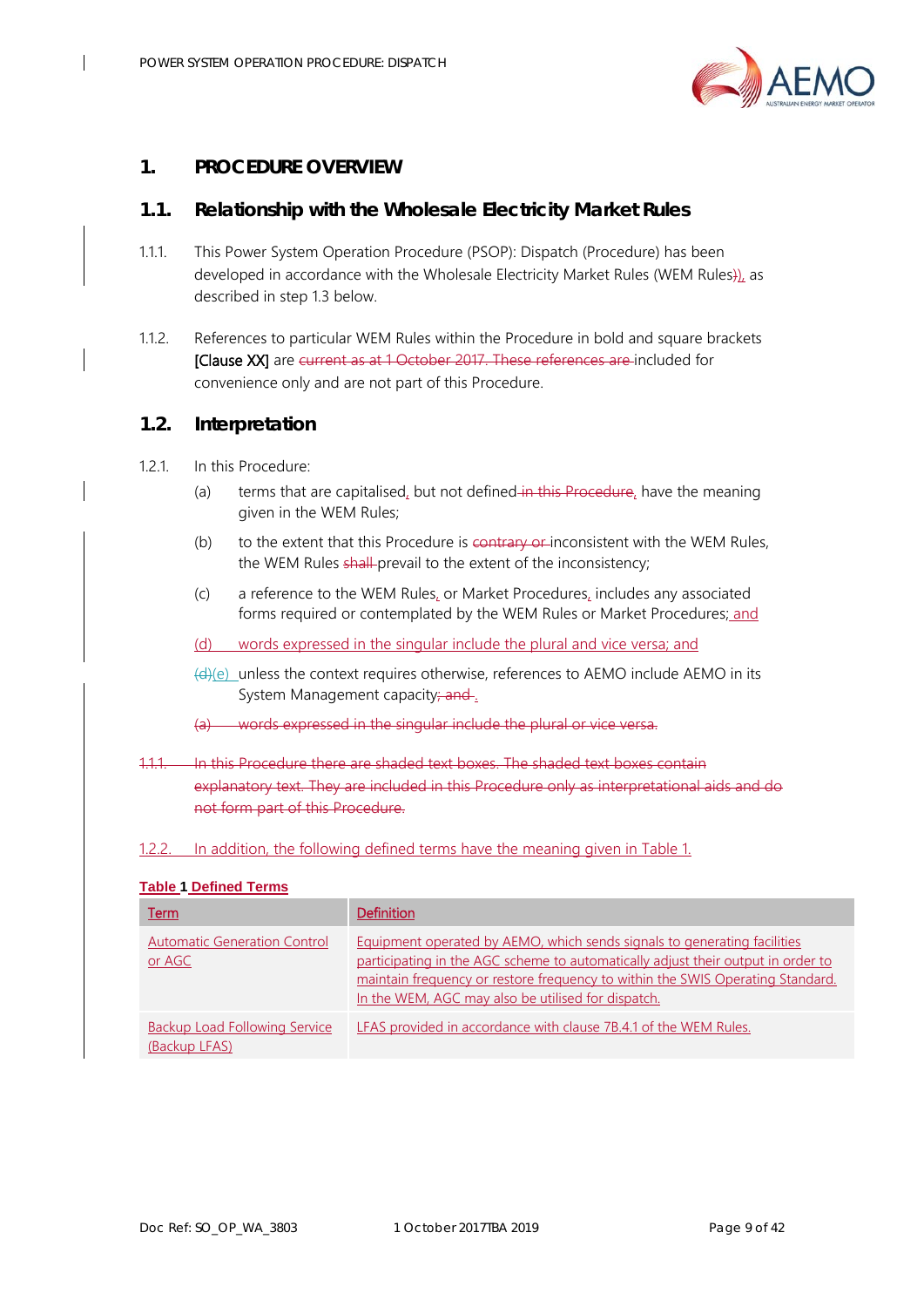# 1. PROCEDURE OVERVIEW

## 1.1. Relationship with the Wholesale Electricity Market Rules

1.1.1. This Power System Operation Procedure (PSOP): Dispatch (Procedure) has been developed in accordance with the Wholesale Electricity Market Rules (WEM Rules)), as described in step 1.3 below.

1.1.2. References to particular WEM Rules within the Procedure in bold and square brackets **[Clause XX]** are ~~current as at 1 October 2017. These references are~~ included for convenience only and are not part of this Procedure.

## 1.2. Interpretation

1.2.1. In this Procedure:

(a) terms that are capitalised, but not defined ~~in this Procedure~~, have the meaning given in the WEM Rules;

(b) to the extent that this Procedure is ~~contrary or~~ inconsistent with the WEM Rules, the WEM Rules ~~shall~~ prevail to the extent of the inconsistency;

(c) a reference to the WEM Rules, or Market Procedures, includes any associated forms required or contemplated by the WEM Rules or Market Procedures; and

(d) words expressed in the singular include the plural and vice versa; and

~~(d)~~(e) unless the context requires otherwise, references to AEMO include AEMO in its System Management capacity~~; and~~ .

~~(a) words expressed in the singular include the plural or vice versa.~~

~~1.1.1. In this Procedure there are shaded text boxes. The shaded text boxes contain explanatory text. They are included in this Procedure only as interpretational aids and do not form part of this Procedure.~~

1.2.2. In addition, the following defined terms have the meaning given in Table 1.

**Table 1 Defined Terms**

| Term | Definition |
|---|---|
| Automatic Generation Control or AGC | Equipment operated by AEMO, which sends signals to generating facilities participating in the AGC scheme to automatically adjust their output in order to maintain frequency or restore frequency to within the SWIS Operating Standard. In the WEM, AGC may also be utilised for dispatch. |
| Backup Load Following Service (Backup LFAS) | LFAS provided in accordance with clause 7B.4.1 of the WEM Rules. |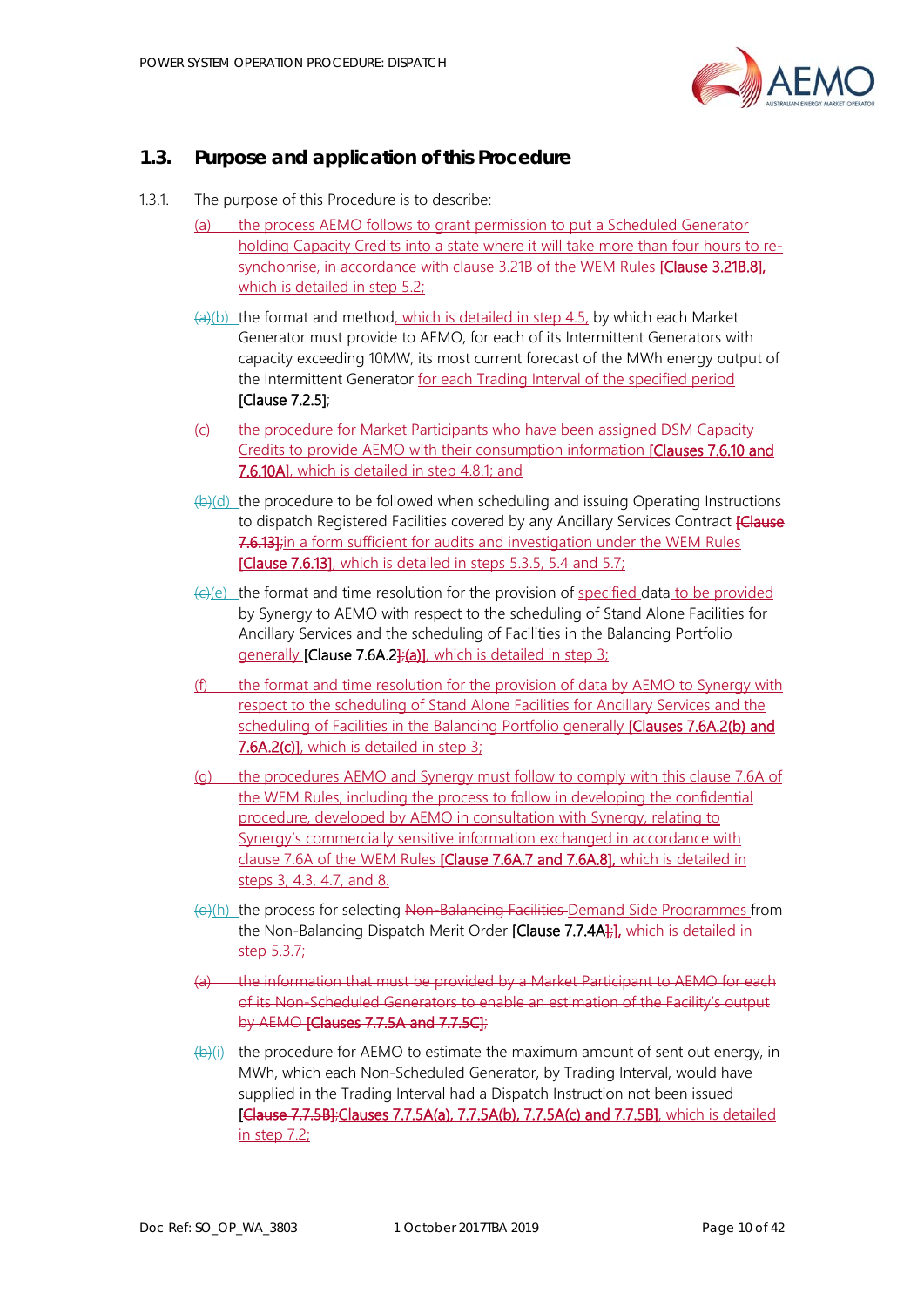## 1.3. Purpose and application of this Procedure

1.3.1. The purpose of this Procedure is to describe:

(a) the process AEMO follows to grant permission to put a Scheduled Generator holding Capacity Credits into a state where it will take more than four hours to re-synchonrise, in accordance with clause 3.21B of the WEM Rules [Clause 3.21B.8], which is detailed in step 5.2;

~~(a)~~(b) the format and method, which is detailed in step 4.5, by which each Market Generator must provide to AEMO, for each of its Intermittent Generators with capacity exceeding 10MW, its most current forecast of the MWh energy output of the Intermittent Generator for each Trading Interval of the specified period [Clause 7.2.5];

(c) the procedure for Market Participants who have been assigned DSM Capacity Credits to provide AEMO with their consumption information [Clauses 7.6.10 and 7.6.10A], which is detailed in step 4.8.1; and

~~(b)~~(d) the procedure to be followed when scheduling and issuing Operating Instructions to dispatch Registered Facilities covered by any Ancillary Services Contract ~~[Clause 7.6.13];~~in a form sufficient for audits and investigation under the WEM Rules [Clause 7.6.13], which is detailed in steps 5.3.5, 5.4 and 5.7;

~~(c)~~(e) the format and time resolution for the provision of specified data to be provided by Synergy to AEMO with respect to the scheduling of Stand Alone Facilities for Ancillary Services and the scheduling of Facilities in the Balancing Portfolio generally [Clause 7.6A.2~~];~~(a)], which is detailed in step 3;

(f) the format and time resolution for the provision of data by AEMO to Synergy with respect to the scheduling of Stand Alone Facilities for Ancillary Services and the scheduling of Facilities in the Balancing Portfolio generally [Clauses 7.6A.2(b) and 7.6A.2(c)], which is detailed in step 3;

(g) the procedures AEMO and Synergy must follow to comply with this clause 7.6A of the WEM Rules, including the process to follow in developing the confidential procedure, developed by AEMO in consultation with Synergy, relating to Synergy's commercially sensitive information exchanged in accordance with clause 7.6A of the WEM Rules [Clause 7.6A.7 and 7.6A.8], which is detailed in steps 3, 4.3, 4.7, and 8.

~~(d)~~(h) the process for selecting ~~Non-Balancing Facilities~~ Demand Side Programmes from the Non-Balancing Dispatch Merit Order [Clause 7.7.4A~~];~~], which is detailed in step 5.3.7;

~~(a) the information that must be provided by a Market Participant to AEMO for each of its Non-Scheduled Generators to enable an estimation of the Facility's output by AEMO [Clauses 7.7.5A and 7.7.5C];~~

~~(b)~~(i) the procedure for AEMO to estimate the maximum amount of sent out energy, in MWh, which each Non-Scheduled Generator, by Trading Interval, would have supplied in the Trading Interval had a Dispatch Instruction not been issued [~~Clause 7.7.5B];~~Clauses 7.7.5A(a), 7.7.5A(b), 7.7.5A(c) and 7.7.5B], which is detailed in step 7.2;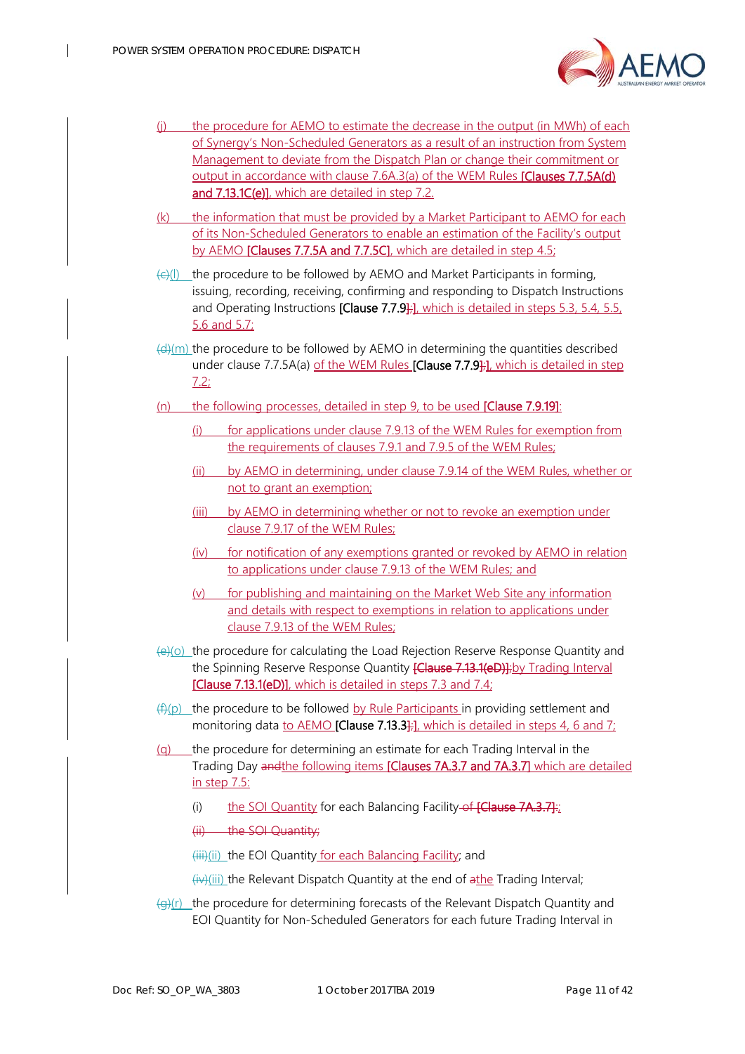(j) the procedure for AEMO to estimate the decrease in the output (in MWh) of each of Synergy's Non-Scheduled Generators as a result of an instruction from System Management to deviate from the Dispatch Plan or change their commitment or output in accordance with clause 7.6A.3(a) of the WEM Rules [Clauses 7.7.5A(d) and 7.13.1C(e)], which are detailed in step 7.2.

(k) the information that must be provided by a Market Participant to AEMO for each of its Non-Scheduled Generators to enable an estimation of the Facility's output by AEMO [Clauses 7.7.5A and 7.7.5C], which are detailed in step 4.5;

(c)(l) the procedure to be followed by AEMO and Market Participants in forming, issuing, recording, receiving, confirming and responding to Dispatch Instructions and Operating Instructions [Clause 7.7.9];], which is detailed in steps 5.3, 5.4, 5.5, 5.6 and 5.7;

(d)(m) the procedure to be followed by AEMO in determining the quantities described under clause 7.7.5A(a) of the WEM Rules [Clause 7.7.9];], which is detailed in step 7.2;

(n) the following processes, detailed in step 9, to be used [Clause 7.9.19]:

(i) for applications under clause 7.9.13 of the WEM Rules for exemption from the requirements of clauses 7.9.1 and 7.9.5 of the WEM Rules;

(ii) by AEMO in determining, under clause 7.9.14 of the WEM Rules, whether or not to grant an exemption;

(iii) by AEMO in determining whether or not to revoke an exemption under clause 7.9.17 of the WEM Rules;

(iv) for notification of any exemptions granted or revoked by AEMO in relation to applications under clause 7.9.13 of the WEM Rules; and

(v) for publishing and maintaining on the Market Web Site any information and details with respect to exemptions in relation to applications under clause 7.9.13 of the WEM Rules;

(e)(o) the procedure for calculating the Load Rejection Reserve Response Quantity and the Spinning Reserve Response Quantity [Clause 7.13.1(eD)];by Trading Interval [Clause 7.13.1(eD)], which is detailed in steps 7.3 and 7.4;

(f)(p) the procedure to be followed by Rule Participants in providing settlement and monitoring data to AEMO [Clause 7.13.3];], which is detailed in steps 4, 6 and 7;

(q) the procedure for determining an estimate for each Trading Interval in the Trading Day andthe following items [Clauses 7A.3.7 and 7A.3.7] which are detailed in step 7.5:

(i) the SOI Quantity for each Balancing Facility of [Clause 7A.3.7];

(ii) the SOI Quantity;

(iii)(ii) the EOI Quantity for each Balancing Facility; and

(iv)(iii) the Relevant Dispatch Quantity at the end of athe Trading Interval;

(g)(r) the procedure for determining forecasts of the Relevant Dispatch Quantity and EOI Quantity for Non-Scheduled Generators for each future Trading Interval in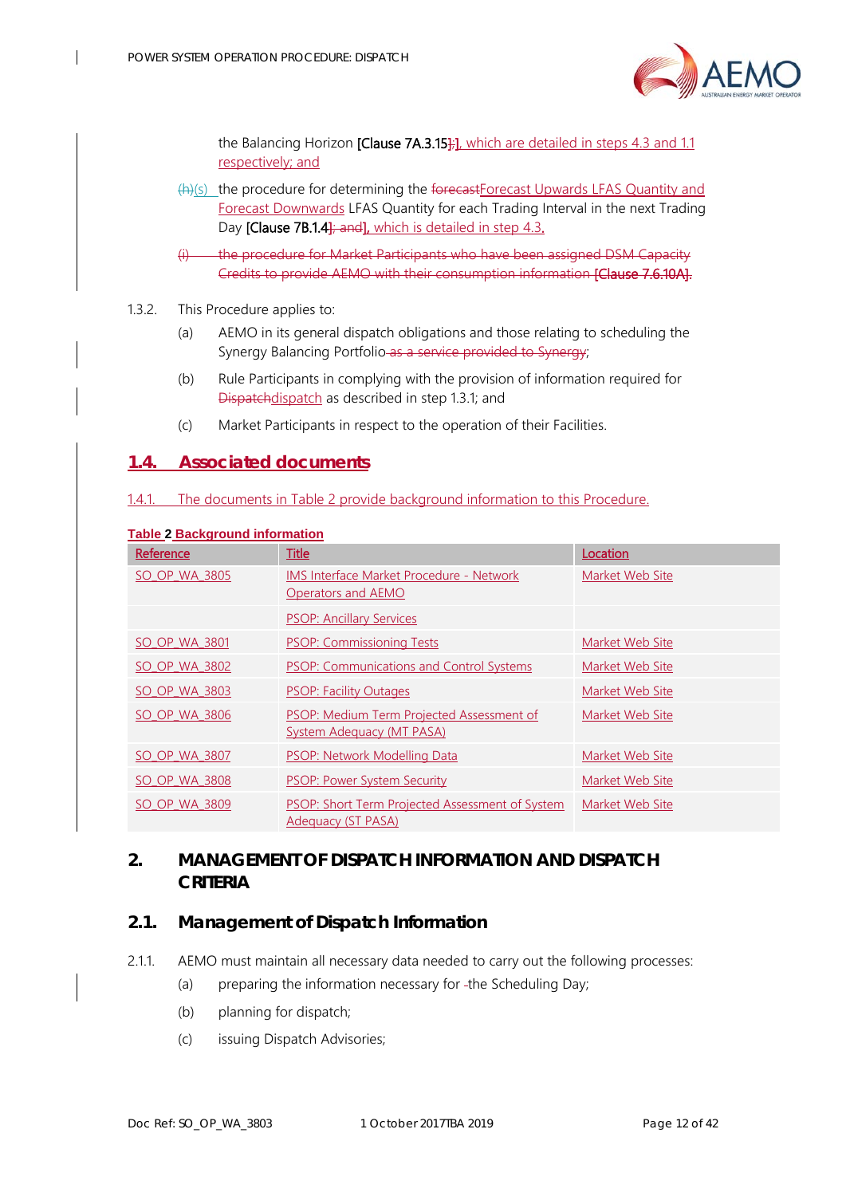the Balancing Horizon [Clause 7A.3.15];], which are detailed in steps 4.3 and 1.1 respectively; and

(h)(s) the procedure for determining the forecastForecast Upwards LFAS Quantity and Forecast Downwards LFAS Quantity for each Trading Interval in the next Trading Day [Clause 7B.1.4]; and], which is detailed in step 4.3.

(i) the procedure for Market Participants who have been assigned DSM Capacity Credits to provide AEMO with their consumption information [Clause 7.6.10A].

1.3.2. This Procedure applies to:

(a) AEMO in its general dispatch obligations and those relating to scheduling the Synergy Balancing Portfolio as a service provided to Synergy;

(b) Rule Participants in complying with the provision of information required for Dispatchdispatch as described in step 1.3.1; and

(c) Market Participants in respect to the operation of their Facilities.

## 1.4. Associated documents

1.4.1. The documents in Table 2 provide background information to this Procedure.

**Table 2 Background information**

| Reference | Title | Location |
|---|---|---|
| SO_OP_WA_3805 | IMS Interface Market Procedure - Network Operators and AEMO | Market Web Site |
| | PSOP: Ancillary Services | |
| SO_OP_WA_3801 | PSOP: Commissioning Tests | Market Web Site |
| SO_OP_WA_3802 | PSOP: Communications and Control Systems | Market Web Site |
| SO_OP_WA_3803 | PSOP: Facility Outages | Market Web Site |
| SO_OP_WA_3806 | PSOP: Medium Term Projected Assessment of System Adequacy (MT PASA) | Market Web Site |
| SO_OP_WA_3807 | PSOP: Network Modelling Data | Market Web Site |
| SO_OP_WA_3808 | PSOP: Power System Security | Market Web Site |
| SO_OP_WA_3809 | PSOP: Short Term Projected Assessment of System Adequacy (ST PASA) | Market Web Site |

# 2. MANAGEMENT OF DISPATCH INFORMATION AND DISPATCH CRITERIA

## 2.1. Management of Dispatch Information

2.1.1. AEMO must maintain all necessary data needed to carry out the following processes:

(a) preparing the information necessary for -the Scheduling Day;

(b) planning for dispatch;

(c) issuing Dispatch Advisories;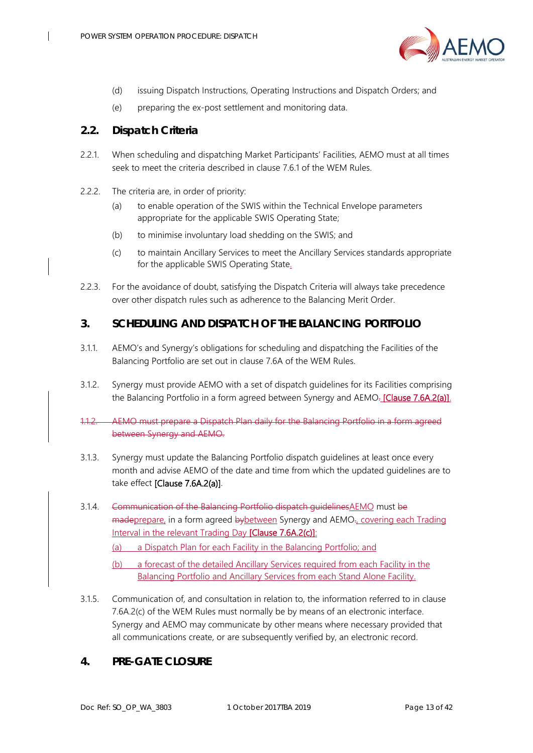(d) issuing Dispatch Instructions, Operating Instructions and Dispatch Orders; and

(e) preparing the ex-post settlement and monitoring data.

## 2.2. Dispatch Criteria

2.2.1. When scheduling and dispatching Market Participants' Facilities, AEMO must at all times seek to meet the criteria described in clause 7.6.1 of the WEM Rules.

2.2.2. The criteria are, in order of priority:

(a) to enable operation of the SWIS within the Technical Envelope parameters appropriate for the applicable SWIS Operating State;

(b) to minimise involuntary load shedding on the SWIS; and

(c) to maintain Ancillary Services to meet the Ancillary Services standards appropriate for the applicable SWIS Operating State.

2.2.3. For the avoidance of doubt, satisfying the Dispatch Criteria will always take precedence over other dispatch rules such as adherence to the Balancing Merit Order.

# 3. SCHEDULING AND DISPATCH OF THE BALANCING PORTFOLIO

3.1.1. AEMO's and Synergy's obligations for scheduling and dispatching the Facilities of the Balancing Portfolio are set out in clause 7.6A of the WEM Rules.

3.1.2. Synergy must provide AEMO with a set of dispatch guidelines for its Facilities comprising the Balancing Portfolio in a form agreed between Synergy and AEMO. [Clause 7.6A.2(a)].

~~1.1.2. AEMO must prepare a Dispatch Plan daily for the Balancing Portfolio in a form agreed between Synergy and AEMO.~~

3.1.3. Synergy must update the Balancing Portfolio dispatch guidelines at least once every month and advise AEMO of the date and time from which the updated guidelines are to take effect **[Clause 7.6A.2(a)]**.

3.1.4. ~~Communication of the Balancing Portfolio dispatch guidelines~~AEMO must ~~be made~~prepare, in a form agreed ~~by~~between Synergy and AEMO~~.~~, covering each Trading Interval in the relevant Trading Day **[Clause 7.6A.2(c)]**:

(a) a Dispatch Plan for each Facility in the Balancing Portfolio; and

(b) a forecast of the detailed Ancillary Services required from each Facility in the Balancing Portfolio and Ancillary Services from each Stand Alone Facility.

3.1.5. Communication of, and consultation in relation to, the information referred to in clause 7.6A.2(c) of the WEM Rules must normally be by means of an electronic interface. Synergy and AEMO may communicate by other means where necessary provided that all communications create, or are subsequently verified by, an electronic record.

# 4. PRE-GATE CLOSURE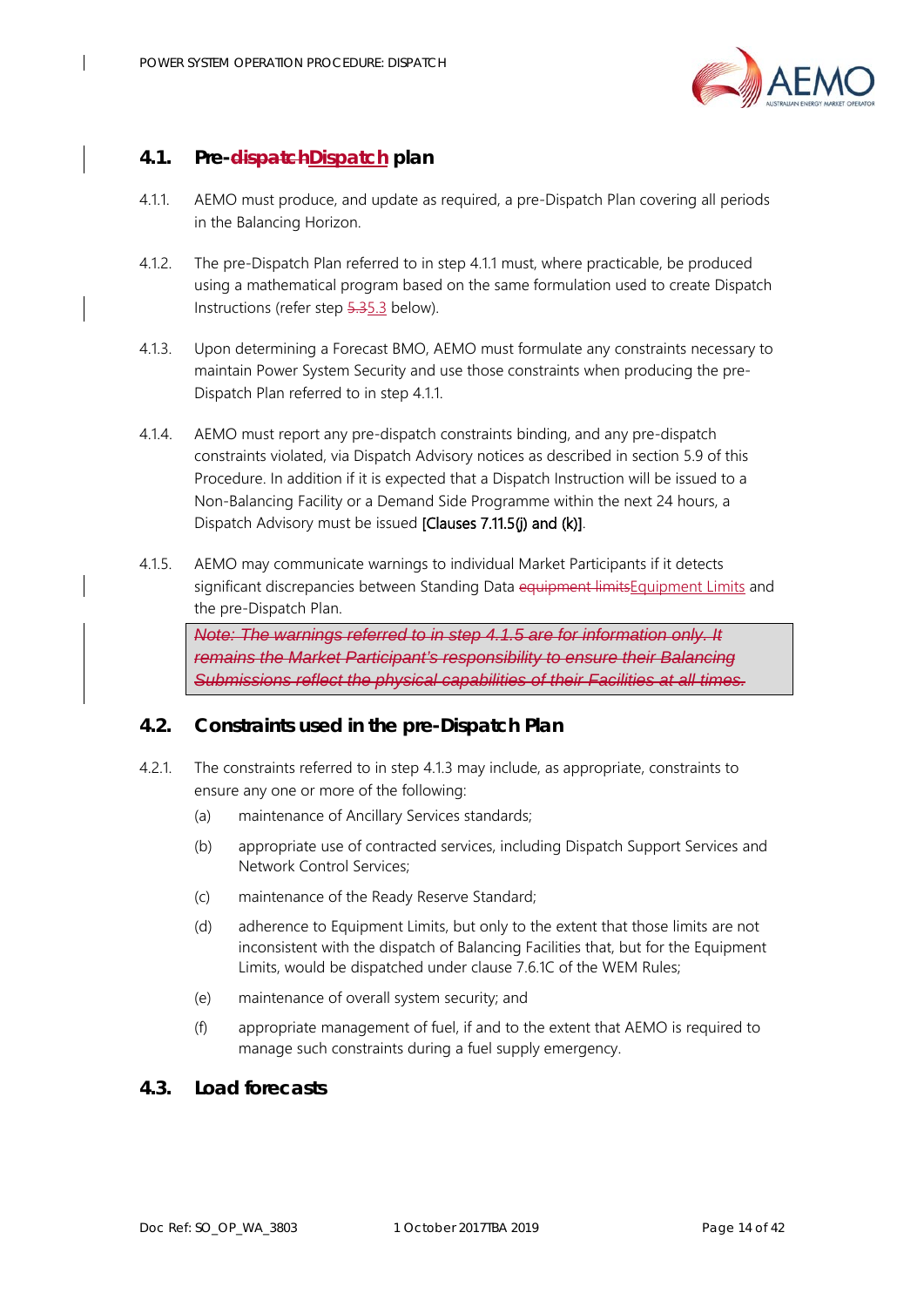## 4.1. Pre-~~dispatch~~Dispatch plan

4.1.1. AEMO must produce, and update as required, a pre-Dispatch Plan covering all periods in the Balancing Horizon.

4.1.2. The pre-Dispatch Plan referred to in step 4.1.1 must, where practicable, be produced using a mathematical program based on the same formulation used to create Dispatch Instructions (refer step ~~5.3~~5.3 below).

4.1.3. Upon determining a Forecast BMO, AEMO must formulate any constraints necessary to maintain Power System Security and use those constraints when producing the pre-Dispatch Plan referred to in step 4.1.1.

4.1.4. AEMO must report any pre-dispatch constraints binding, and any pre-dispatch constraints violated, via Dispatch Advisory notices as described in section 5.9 of this Procedure. In addition if it is expected that a Dispatch Instruction will be issued to a Non-Balancing Facility or a Demand Side Programme within the next 24 hours, a Dispatch Advisory must be issued [Clauses 7.11.5(j) and (k)].

4.1.5. AEMO may communicate warnings to individual Market Participants if it detects significant discrepancies between Standing Data ~~equipment limits~~Equipment Limits and the pre-Dispatch Plan.

~~*Note: The warnings referred to in step 4.1.5 are for information only. It remains the Market Participant's responsibility to ensure their Balancing Submissions reflect the physical capabilities of their Facilities at all times.*~~

## 4.2. Constraints used in the pre-Dispatch Plan

4.2.1. The constraints referred to in step 4.1.3 may include, as appropriate, constraints to ensure any one or more of the following:

(a) maintenance of Ancillary Services standards;

(b) appropriate use of contracted services, including Dispatch Support Services and Network Control Services;

(c) maintenance of the Ready Reserve Standard;

(d) adherence to Equipment Limits, but only to the extent that those limits are not inconsistent with the dispatch of Balancing Facilities that, but for the Equipment Limits, would be dispatched under clause 7.6.1C of the WEM Rules;

(e) maintenance of overall system security; and

(f) appropriate management of fuel, if and to the extent that AEMO is required to manage such constraints during a fuel supply emergency.

## 4.3. Load forecasts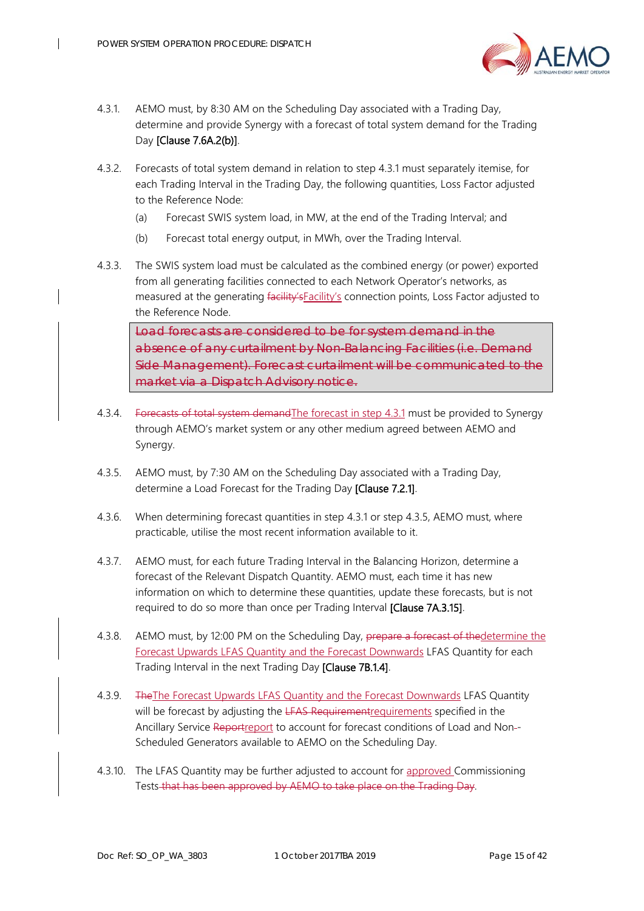4.3.1. AEMO must, by 8:30 AM on the Scheduling Day associated with a Trading Day, determine and provide Synergy with a forecast of total system demand for the Trading Day **[Clause 7.6A.2(b)]**.

4.3.2. Forecasts of total system demand in relation to step 4.3.1 must separately itemise, for each Trading Interval in the Trading Day, the following quantities, Loss Factor adjusted to the Reference Node:

(a) Forecast SWIS system load, in MW, at the end of the Trading Interval; and

(b) Forecast total energy output, in MWh, over the Trading Interval.

4.3.3. The SWIS system load must be calculated as the combined energy (or power) exported from all generating facilities connected to each Network Operator's networks, as measured at the generating ~~facility's~~Facility's connection points, Loss Factor adjusted to the Reference Node.

~~Load forecasts are considered to be for system demand in the absence of any curtailment by Non-Balancing Facilities (i.e. Demand Side Management). Forecast curtailment will be communicated to the market via a Dispatch Advisory notice.~~

4.3.4. ~~Forecasts of total system demand~~The forecast in step 4.3.1 must be provided to Synergy through AEMO's market system or any other medium agreed between AEMO and Synergy.

4.3.5. AEMO must, by 7:30 AM on the Scheduling Day associated with a Trading Day, determine a Load Forecast for the Trading Day **[Clause 7.2.1]**.

4.3.6. When determining forecast quantities in step 4.3.1 or step 4.3.5, AEMO must, where practicable, utilise the most recent information available to it.

4.3.7. AEMO must, for each future Trading Interval in the Balancing Horizon, determine a forecast of the Relevant Dispatch Quantity. AEMO must, each time it has new information on which to determine these quantities, update these forecasts, but is not required to do so more than once per Trading Interval **[Clause 7A.3.15]**.

4.3.8. AEMO must, by 12:00 PM on the Scheduling Day, ~~prepare a forecast of the~~determine the Forecast Upwards LFAS Quantity and the Forecast Downwards LFAS Quantity for each Trading Interval in the next Trading Day **[Clause 7B.1.4]**.

4.3.9. ~~The~~The Forecast Upwards LFAS Quantity and the Forecast Downwards LFAS Quantity will be forecast by adjusting the ~~LFAS Requirement~~requirements specified in the Ancillary Service ~~Report~~report to account for forecast conditions of Load and Non--Scheduled Generators available to AEMO on the Scheduling Day.

4.3.10. The LFAS Quantity may be further adjusted to account for approved Commissioning Tests ~~that has been approved by AEMO to take place on the Trading Day~~.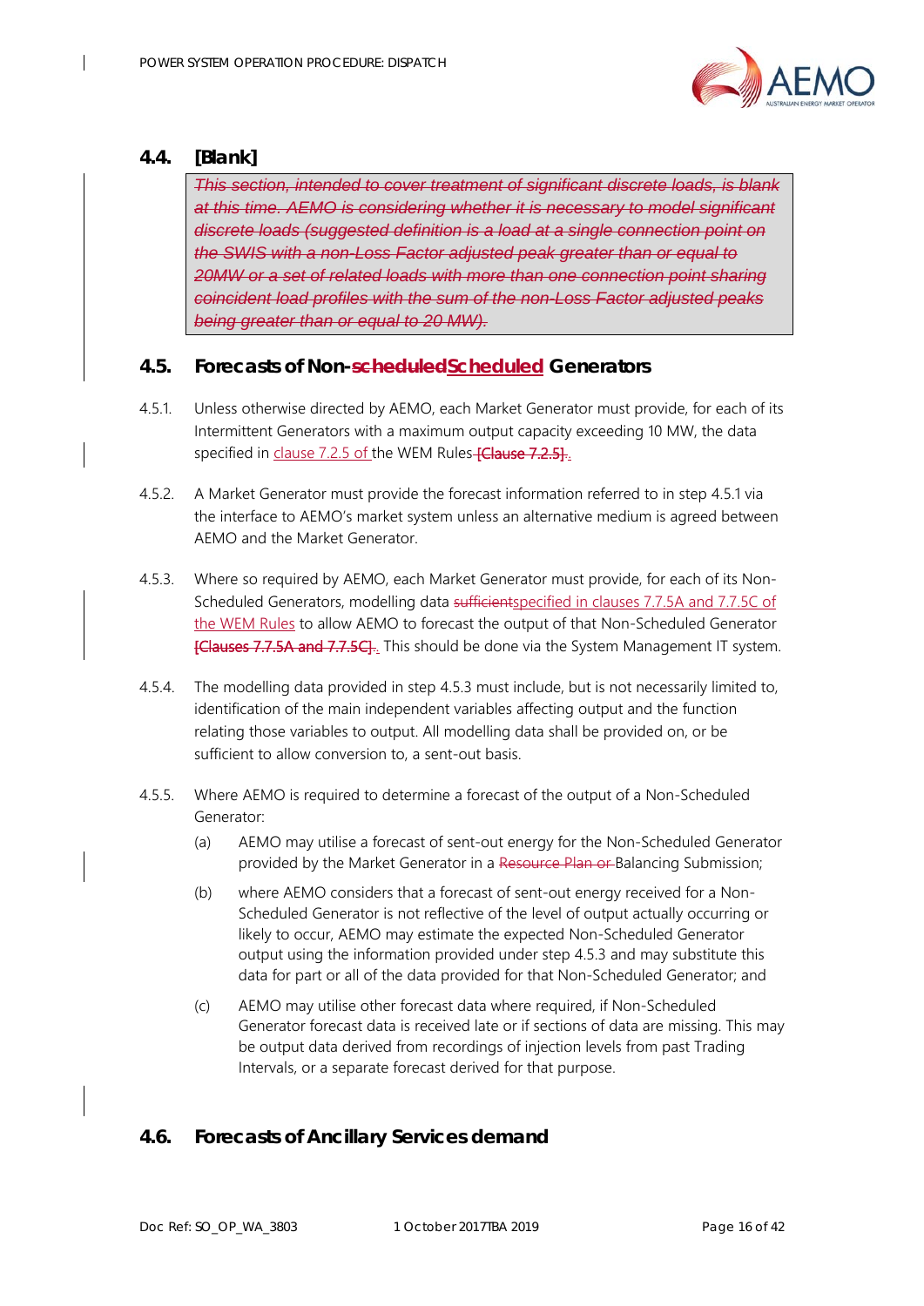## 4.4. [Blank]

> ~~This section, intended to cover treatment of significant discrete loads, is blank at this time. AEMO is considering whether it is necessary to model significant discrete loads (suggested definition is a load at a single connection point on the SWIS with a non-Loss Factor adjusted peak greater than or equal to 20MW or a set of related loads with more than one connection point sharing coincident load profiles with the sum of the non-Loss Factor adjusted peaks being greater than or equal to 20 MW).~~

## 4.5. Forecasts of Non-~~scheduled~~Scheduled Generators

4.5.1. Unless otherwise directed by AEMO, each Market Generator must provide, for each of its Intermittent Generators with a maximum output capacity exceeding 10 MW, the data specified in clause 7.2.5 of the WEM Rules ~~[Clause 7.2.5]~~.

4.5.2. A Market Generator must provide the forecast information referred to in step 4.5.1 via the interface to AEMO's market system unless an alternative medium is agreed between AEMO and the Market Generator.

4.5.3. Where so required by AEMO, each Market Generator must provide, for each of its Non-Scheduled Generators, modelling data ~~sufficient~~specified in clauses 7.7.5A and 7.7.5C of the WEM Rules to allow AEMO to forecast the output of that Non-Scheduled Generator ~~[Clauses 7.7.5A and 7.7.5C]~~. This should be done via the System Management IT system.

4.5.4. The modelling data provided in step 4.5.3 must include, but is not necessarily limited to, identification of the main independent variables affecting output and the function relating those variables to output. All modelling data shall be provided on, or be sufficient to allow conversion to, a sent-out basis.

4.5.5. Where AEMO is required to determine a forecast of the output of a Non-Scheduled Generator:

(a) AEMO may utilise a forecast of sent-out energy for the Non-Scheduled Generator provided by the Market Generator in a ~~Resource Plan or~~ Balancing Submission;

(b) where AEMO considers that a forecast of sent-out energy received for a Non-Scheduled Generator is not reflective of the level of output actually occurring or likely to occur, AEMO may estimate the expected Non-Scheduled Generator output using the information provided under step 4.5.3 and may substitute this data for part or all of the data provided for that Non-Scheduled Generator; and

(c) AEMO may utilise other forecast data where required, if Non-Scheduled Generator forecast data is received late or if sections of data are missing. This may be output data derived from recordings of injection levels from past Trading Intervals, or a separate forecast derived for that purpose.

## 4.6. Forecasts of Ancillary Services demand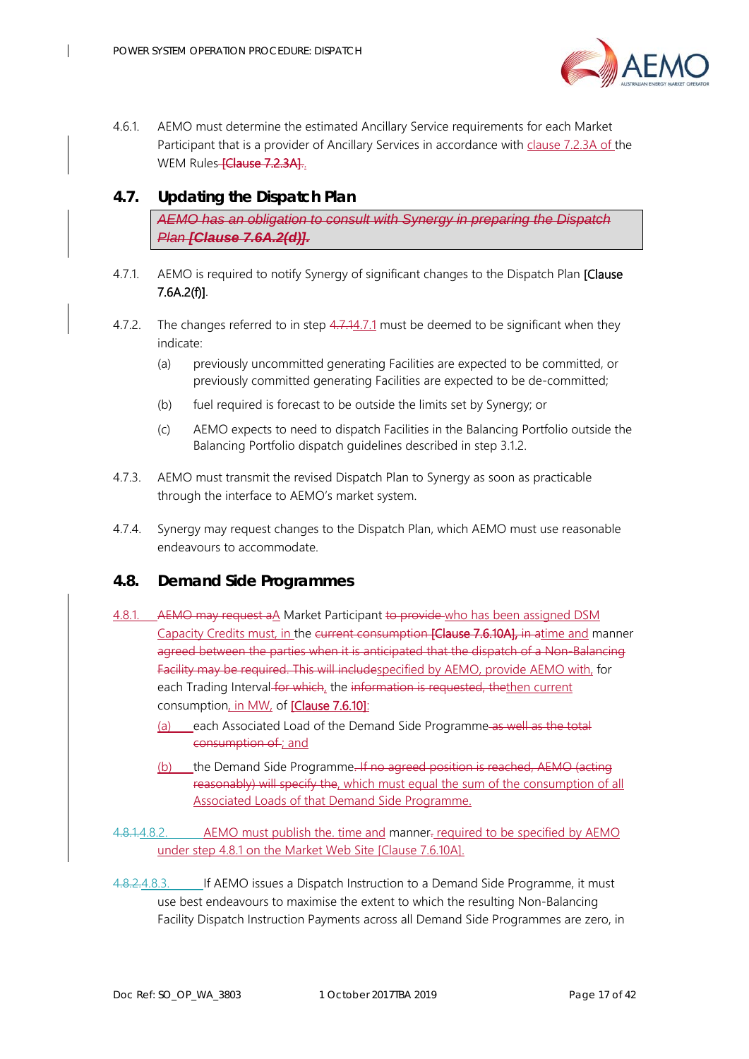4.6.1. AEMO must determine the estimated Ancillary Service requirements for each Market Participant that is a provider of Ancillary Services in accordance with clause 7.2.3A of the WEM Rules ~~[Clause 7.2.3A]~~.

## 4.7. Updating the Dispatch Plan

> ~~*AEMO has an obligation to consult with Synergy in preparing the Dispatch Plan **[Clause 7.6A.2(d)].***~~

4.7.1. AEMO is required to notify Synergy of significant changes to the Dispatch Plan [Clause 7.6A.2(f)].

4.7.2. The changes referred to in step ~~4.7.1~~4.7.1 must be deemed to be significant when they indicate:

(a) previously uncommitted generating Facilities are expected to be committed, or previously committed generating Facilities are expected to be de-committed;

(b) fuel required is forecast to be outside the limits set by Synergy; or

(c) AEMO expects to need to dispatch Facilities in the Balancing Portfolio outside the Balancing Portfolio dispatch guidelines described in step 3.1.2.

4.7.3. AEMO must transmit the revised Dispatch Plan to Synergy as soon as practicable through the interface to AEMO's market system.

4.7.4. Synergy may request changes to the Dispatch Plan, which AEMO must use reasonable endeavours to accommodate.

## 4.8. Demand Side Programmes

4.8.1. ~~AEMO may request a~~A Market Participant ~~to provide~~ who has been assigned DSM Capacity Credits must, in the ~~current consumption [Clause 7.6.10A], in a~~time and manner ~~agreed between the parties when it is anticipated that the dispatch of a Non-Balancing Facility may be required. This will include~~specified by AEMO, provide AEMO with, for each Trading Interval ~~for which~~, the ~~information is requested, the~~then current consumption, in MW, of [Clause 7.6.10]:

(a) each Associated Load of the Demand Side Programme ~~as well as the total consumption of~~; and

(b) the Demand Side Programme~~. If no agreed position is reached, AEMO (acting reasonably) will specify the~~, which must equal the sum of the consumption of all Associated Loads of that Demand Side Programme.

~~4.8.1.~~4.8.2. AEMO must publish the~~.~~ time and manner~~.~~ required to be specified by AEMO under step 4.8.1 on the Market Web Site [Clause 7.6.10A].

~~4.8.2.~~4.8.3. If AEMO issues a Dispatch Instruction to a Demand Side Programme, it must use best endeavours to maximise the extent to which the resulting Non-Balancing Facility Dispatch Instruction Payments across all Demand Side Programmes are zero, in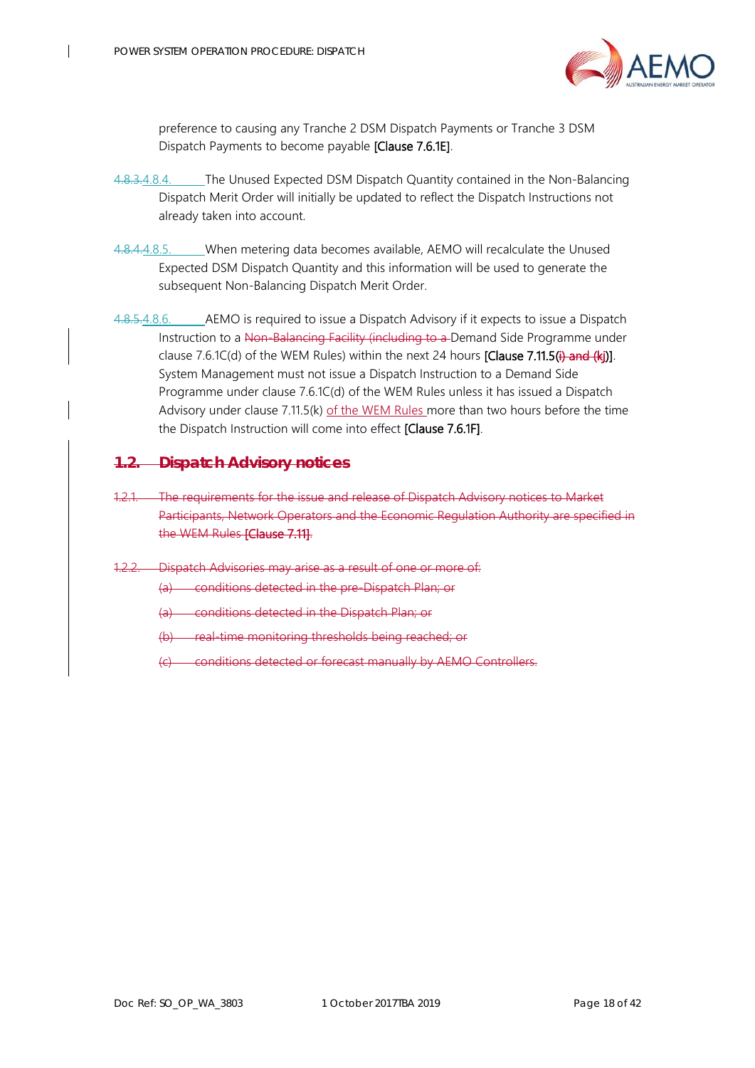preference to causing any Tranche 2 DSM Dispatch Payments or Tranche 3 DSM Dispatch Payments to become payable [Clause 7.6.1E].

~~4.8.3.~~4.8.4. The Unused Expected DSM Dispatch Quantity contained in the Non-Balancing Dispatch Merit Order will initially be updated to reflect the Dispatch Instructions not already taken into account.

~~4.8.4.~~4.8.5. When metering data becomes available, AEMO will recalculate the Unused Expected DSM Dispatch Quantity and this information will be used to generate the subsequent Non-Balancing Dispatch Merit Order.

~~4.8.5.~~4.8.6. AEMO is required to issue a Dispatch Advisory if it expects to issue a Dispatch Instruction to a ~~Non-Balancing Facility (including to a~~ Demand Side Programme under clause 7.6.1C(d) of the WEM Rules) within the next 24 hours [Clause 7.11.5(~~i) and (~~kj)]. System Management must not issue a Dispatch Instruction to a Demand Side Programme under clause 7.6.1C(d) of the WEM Rules unless it has issued a Dispatch Advisory under clause 7.11.5(k) of the WEM Rules more than two hours before the time the Dispatch Instruction will come into effect [Clause 7.6.1F].

## ~~1.2. Dispatch Advisory notices~~

~~1.2.1. The requirements for the issue and release of Dispatch Advisory notices to Market Participants, Network Operators and the Economic Regulation Authority are specified in the WEM Rules [Clause 7.11].~~

~~1.2.2. Dispatch Advisories may arise as a result of one or more of:~~

~~(a) conditions detected in the pre-Dispatch Plan; or~~

~~(a) conditions detected in the Dispatch Plan; or~~

~~(b) real-time monitoring thresholds being reached; or~~

~~(c) conditions detected or forecast manually by AEMO Controllers.~~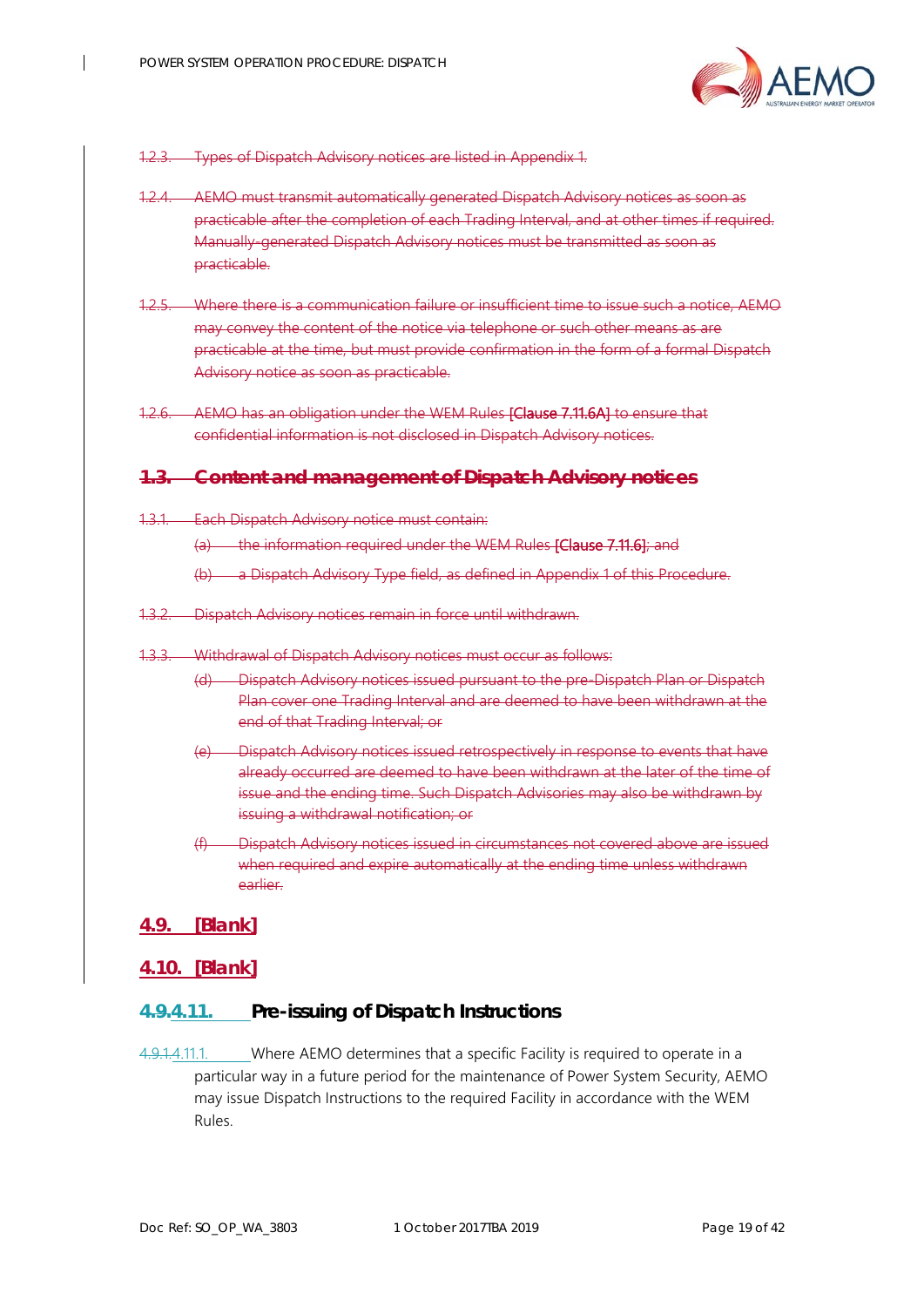~~1.2.3. Types of Dispatch Advisory notices are listed in Appendix 1.~~

~~1.2.4. AEMO must transmit automatically generated Dispatch Advisory notices as soon as practicable after the completion of each Trading Interval, and at other times if required. Manually-generated Dispatch Advisory notices must be transmitted as soon as practicable.~~

~~1.2.5. Where there is a communication failure or insufficient time to issue such a notice, AEMO may convey the content of the notice via telephone or such other means as are practicable at the time, but must provide confirmation in the form of a formal Dispatch Advisory notice as soon as practicable.~~

~~1.2.6. AEMO has an obligation under the WEM Rules [Clause 7.11.6A] to ensure that confidential information is not disclosed in Dispatch Advisory notices.~~

## ~~1.3. Content and management of Dispatch Advisory notices~~

~~1.3.1. Each Dispatch Advisory notice must contain:~~

~~(a) the information required under the WEM Rules [Clause 7.11.6]; and~~

~~(b) a Dispatch Advisory Type field, as defined in Appendix 1 of this Procedure.~~

~~1.3.2. Dispatch Advisory notices remain in force until withdrawn.~~

~~1.3.3. Withdrawal of Dispatch Advisory notices must occur as follows:~~

~~(d) Dispatch Advisory notices issued pursuant to the pre-Dispatch Plan or Dispatch Plan cover one Trading Interval and are deemed to have been withdrawn at the end of that Trading Interval; or~~

~~(e) Dispatch Advisory notices issued retrospectively in response to events that have already occurred are deemed to have been withdrawn at the later of the time of issue and the ending time. Such Dispatch Advisories may also be withdrawn by issuing a withdrawal notification; or~~

~~(f) Dispatch Advisory notices issued in circumstances not covered above are issued when required and expire automatically at the ending time unless withdrawn earlier.~~

## 4.9. [Blank]

## 4.10. [Blank]

## ~~4.9.~~4.11. Pre-issuing of Dispatch Instructions

~~4.9.1.~~4.11.1. Where AEMO determines that a specific Facility is required to operate in a particular way in a future period for the maintenance of Power System Security, AEMO may issue Dispatch Instructions to the required Facility in accordance with the WEM Rules.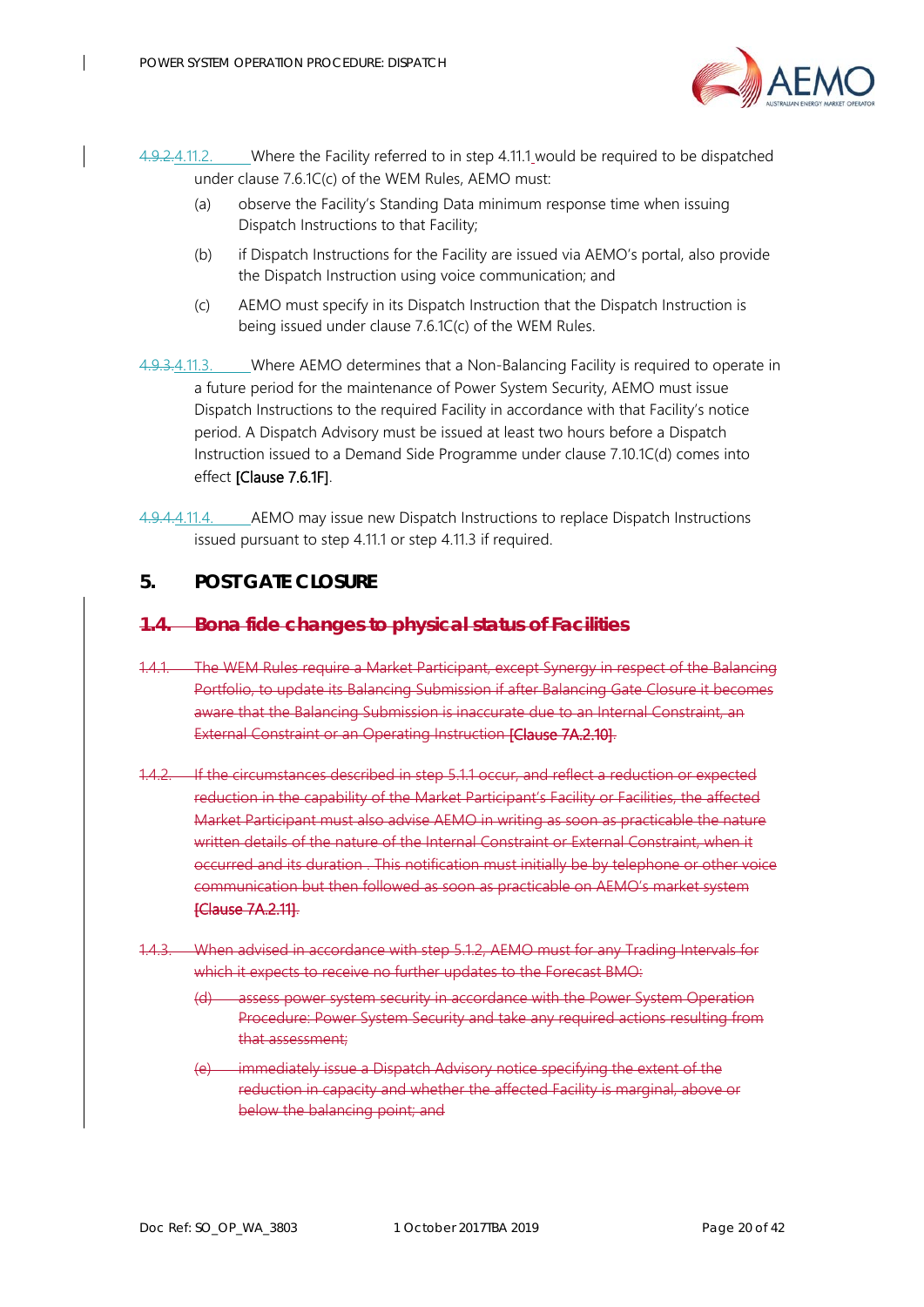~~4.9.2.~~4.11.2. Where the Facility referred to in step 4.11.1 would be required to be dispatched under clause 7.6.1C(c) of the WEM Rules, AEMO must:

(a) observe the Facility's Standing Data minimum response time when issuing Dispatch Instructions to that Facility;

(b) if Dispatch Instructions for the Facility are issued via AEMO's portal, also provide the Dispatch Instruction using voice communication; and

(c) AEMO must specify in its Dispatch Instruction that the Dispatch Instruction is being issued under clause 7.6.1C(c) of the WEM Rules.

~~4.9.3.~~4.11.3. Where AEMO determines that a Non-Balancing Facility is required to operate in a future period for the maintenance of Power System Security, AEMO must issue Dispatch Instructions to the required Facility in accordance with that Facility's notice period. A Dispatch Advisory must be issued at least two hours before a Dispatch Instruction issued to a Demand Side Programme under clause 7.10.1C(d) comes into effect [Clause 7.6.1F].

~~4.9.4.~~4.11.4. AEMO may issue new Dispatch Instructions to replace Dispatch Instructions issued pursuant to step 4.11.1 or step 4.11.3 if required.

## 5. POST GATE CLOSURE

### ~~1.4. Bona fide changes to physical status of Facilities~~

~~1.4.1. The WEM Rules require a Market Participant, except Synergy in respect of the Balancing Portfolio, to update its Balancing Submission if after Balancing Gate Closure it becomes aware that the Balancing Submission is inaccurate due to an Internal Constraint, an External Constraint or an Operating Instruction [Clause 7A.2.10].~~

~~1.4.2. If the circumstances described in step 5.1.1 occur, and reflect a reduction or expected reduction in the capability of the Market Participant's Facility or Facilities, the affected Market Participant must also advise AEMO in writing as soon as practicable the nature written details of the nature of the Internal Constraint or External Constraint, when it occurred and its duration . This notification must initially be by telephone or other voice communication but then followed as soon as practicable on AEMO's market system [Clause 7A.2.11].~~

~~1.4.3. When advised in accordance with step 5.1.2, AEMO must for any Trading Intervals for which it expects to receive no further updates to the Forecast BMO:~~

~~(d) assess power system security in accordance with the Power System Operation Procedure: Power System Security and take any required actions resulting from that assessment;~~

~~(e) immediately issue a Dispatch Advisory notice specifying the extent of the reduction in capacity and whether the affected Facility is marginal, above or below the balancing point; and~~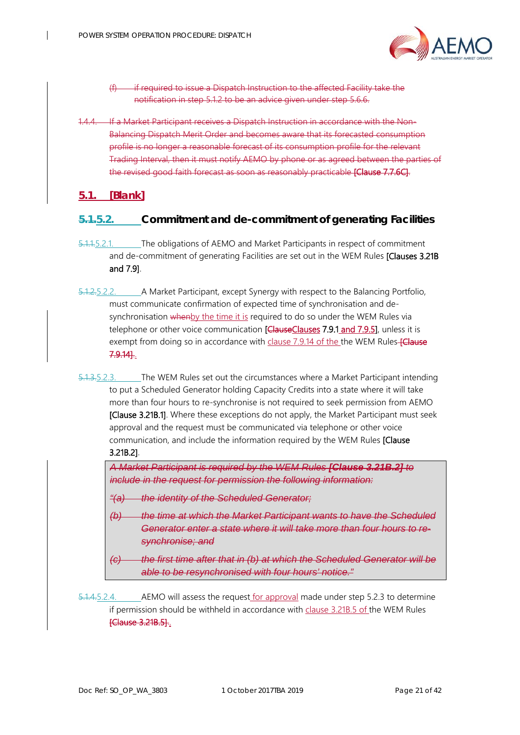(f) if required to issue a Dispatch Instruction to the affected Facility take the notification in step 5.1.2 to be an advice given under step 5.6.6.

1.4.4. If a Market Participant receives a Dispatch Instruction in accordance with the Non-Balancing Dispatch Merit Order and becomes aware that its forecasted consumption profile is no longer a reasonable forecast of its consumption profile for the relevant Trading Interval, then it must notify AEMO by phone or as agreed between the parties of the revised good faith forecast as soon as reasonably practicable [Clause 7.7.6C].

## 5.1. [Blank]

## 5.1.5.2. Commitment and de-commitment of generating Facilities

5.1.1.5.2.1. The obligations of AEMO and Market Participants in respect of commitment and de-commitment of generating Facilities are set out in the WEM Rules [Clauses 3.21B and 7.9].

5.1.2.5.2.2. A Market Participant, except Synergy with respect to the Balancing Portfolio, must communicate confirmation of expected time of synchronisation and de-synchronisation whenby the time it is required to do so under the WEM Rules via telephone or other voice communication [ClauseClauses 7.9.1 and 7.9.5], unless it is exempt from doing so in accordance with clause 7.9.14 of the the WEM Rules [Clause 7.9.14].

5.1.3.5.2.3. The WEM Rules set out the circumstances where a Market Participant intending to put a Scheduled Generator holding Capacity Credits into a state where it will take more than four hours to re-synchronise is not required to seek permission from AEMO [Clause 3.21B.1]. Where these exceptions do not apply, the Market Participant must seek approval and the request must be communicated via telephone or other voice communication, and include the information required by the WEM Rules [Clause 3.21B.2].

> *A Market Participant is required by the WEM Rules **[Clause 3.21B.2]** to include in the request for permission the following information:*
>
> *"(a) the identity of the Scheduled Generator;*
>
> *(b) the time at which the Market Participant wants to have the Scheduled Generator enter a state where it will take more than four hours to re-synchronise; and*
>
> *(c) the first time after that in (b) at which the Scheduled Generator will be able to be resynchronised with four hours' notice."*

5.1.4.5.2.4. AEMO will assess the request for approval made under step 5.2.3 to determine if permission should be withheld in accordance with clause 3.21B.5 of the WEM Rules [Clause 3.21B.5].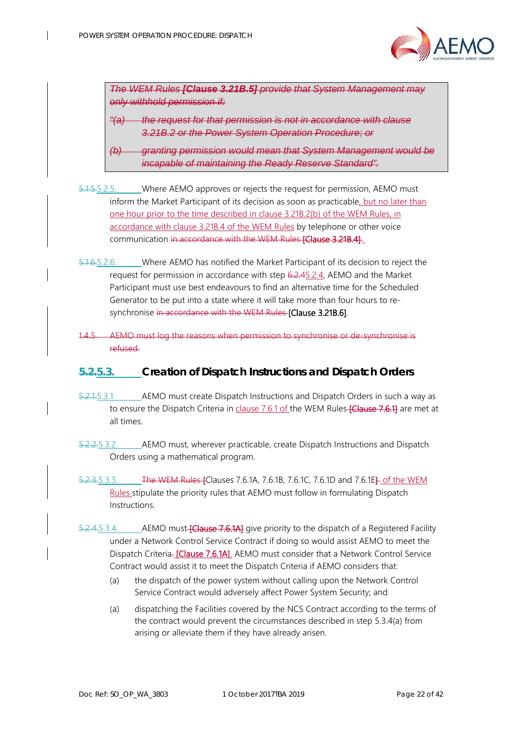> *The WEM Rules [Clause 3.21B.5] provide that System Management may only withhold permission if:*
>
> *"(a) the request for that permission is not in accordance with clause 3.21B.2 or the Power System Operation Procedure; or*
>
> *(b) granting permission would mean that System Management would be incapable of maintaining the Ready Reserve Standard".*

5.1.5.5.2.5. Where AEMO approves or rejects the request for permission, AEMO must inform the Market Participant of its decision as soon as practicable, but no later than one hour prior to the time described in clause 3.21B.2(b) of the WEM Rules, in accordance with clause 3.21B.4 of the WEM Rules by telephone or other voice communication in accordance with the WEM Rules [Clause 3.21B.4].

5.1.6.5.2.6. Where AEMO has notified the Market Participant of its decision to reject the request for permission in accordance with step 6.2.45.2.4, AEMO and the Market Participant must use best endeavours to find an alternative time for the Scheduled Generator to be put into a state where it will take more than four hours to re-synchronise in accordance with the WEM Rules [Clause 3.21B.6].

1.4.5. AEMO must log the reasons when permission to synchronise or de-synchronise is refused.

## 5.2.5.3. Creation of Dispatch Instructions and Dispatch Orders

5.2.1.5.3.1. AEMO must create Dispatch Instructions and Dispatch Orders in such a way as to ensure the Dispatch Criteria in clause 7.6.1 of the WEM Rules [Clause 7.6.1] are met at all times.

5.2.2.5.3.2. AEMO must, wherever practicable, create Dispatch Instructions and Dispatch Orders using a mathematical program.

5.2.3.5.3.3. The WEM Rules [Clauses 7.6.1A, 7.6.1B, 7.6.1C, 7.6.1D and 7.6.1E] of the WEM Rules stipulate the priority rules that AEMO must follow in formulating Dispatch Instructions.

5.2.4.5.3.4. AEMO must [Clause 7.6.1A] give priority to the dispatch of a Registered Facility under a Network Control Service Contract if doing so would assist AEMO to meet the Dispatch Criteria. [Clause 7.6.1A]. AEMO must consider that a Network Control Service Contract would assist it to meet the Dispatch Criteria if AEMO considers that:

(a) the dispatch of the power system without calling upon the Network Control Service Contract would adversely affect Power System Security; and

(a) dispatching the Facilities covered by the NCS Contract according to the terms of the contract would prevent the circumstances described in step 5.3.4(a) from arising or alleviate them if they have already arisen.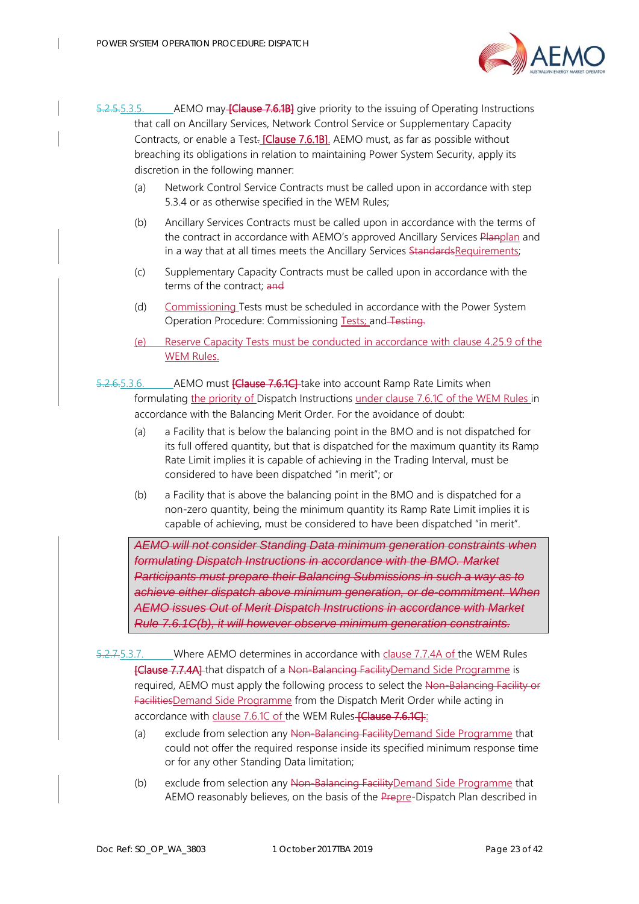~~5.2.5.~~5.3.5. AEMO may ~~[Clause 7.6.1B]~~ give priority to the issuing of Operating Instructions that call on Ancillary Services, Network Control Service or Supplementary Capacity Contracts, or enable a Test~~.~~ [Clause 7.6.1B]. AEMO must, as far as possible without breaching its obligations in relation to maintaining Power System Security, apply its discretion in the following manner:

(a) Network Control Service Contracts must be called upon in accordance with step 5.3.4 or as otherwise specified in the WEM Rules;

(b) Ancillary Services Contracts must be called upon in accordance with the terms of the contract in accordance with AEMO's approved Ancillary Services ~~Plan~~plan and in a way that at all times meets the Ancillary Services ~~Standards~~Requirements;

(c) Supplementary Capacity Contracts must be called upon in accordance with the terms of the contract; ~~and~~

(d) Commissioning Tests must be scheduled in accordance with the Power System Operation Procedure: Commissioning Tests; and ~~Testing.~~

(e) Reserve Capacity Tests must be conducted in accordance with clause 4.25.9 of the WEM Rules.

~~5.2.6.~~5.3.6. AEMO must ~~[Clause 7.6.1C]~~ take into account Ramp Rate Limits when formulating the priority of Dispatch Instructions under clause 7.6.1C of the WEM Rules in accordance with the Balancing Merit Order. For the avoidance of doubt:

(a) a Facility that is below the balancing point in the BMO and is not dispatched for its full offered quantity, but that is dispatched for the maximum quantity its Ramp Rate Limit implies it is capable of achieving in the Trading Interval, must be considered to have been dispatched "in merit"; or

(b) a Facility that is above the balancing point in the BMO and is dispatched for a non-zero quantity, being the minimum quantity its Ramp Rate Limit implies it is capable of achieving, must be considered to have been dispatched "in merit".

> ~~*AEMO will not consider Standing Data minimum generation constraints when formulating Dispatch Instructions in accordance with the BMO. Market Participants must prepare their Balancing Submissions in such a way as to achieve either dispatch above minimum generation, or de-commitment. When AEMO issues Out of Merit Dispatch Instructions in accordance with Market Rule 7.6.1C(b), it will however observe minimum generation constraints.*~~

~~5.2.7.~~5.3.7. Where AEMO determines in accordance with clause 7.7.4A of the WEM Rules ~~[Clause 7.7.4A]~~ that dispatch of a ~~Non-Balancing Facility~~Demand Side Programme is required, AEMO must apply the following process to select the ~~Non-Balancing Facility or Facilities~~Demand Side Programme from the Dispatch Merit Order while acting in accordance with clause 7.6.1C of the WEM Rules ~~[Clause 7.6.1C]~~:

(a) exclude from selection any ~~Non-Balancing Facility~~Demand Side Programme that could not offer the required response inside its specified minimum response time or for any other Standing Data limitation;

(b) exclude from selection any ~~Non-Balancing Facility~~Demand Side Programme that AEMO reasonably believes, on the basis of the ~~Pre~~pre-Dispatch Plan described in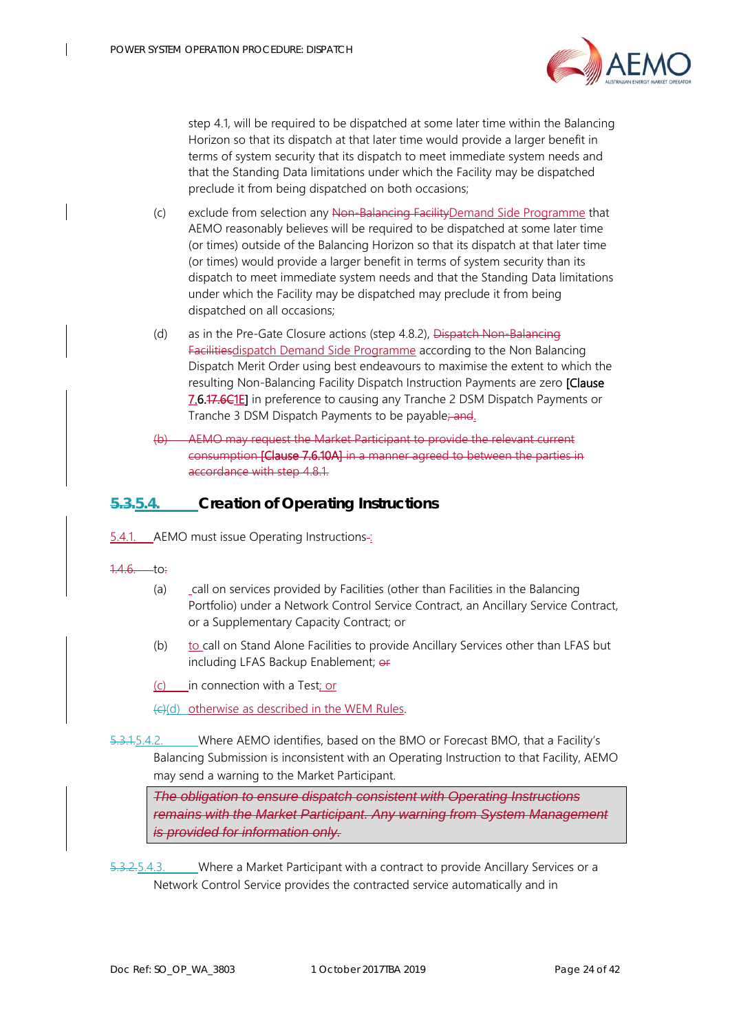step 4.1, will be required to be dispatched at some later time within the Balancing Horizon so that its dispatch at that later time would provide a larger benefit in terms of system security that its dispatch to meet immediate system needs and that the Standing Data limitations under which the Facility may be dispatched preclude it from being dispatched on both occasions;

(c) exclude from selection any ~~Non-Balancing Facility~~Demand Side Programme that AEMO reasonably believes will be required to be dispatched at some later time (or times) outside of the Balancing Horizon so that its dispatch at that later time (or times) would provide a larger benefit in terms of system security than its dispatch to meet immediate system needs and that the Standing Data limitations under which the Facility may be dispatched may preclude it from being dispatched on all occasions;

(d) as in the Pre-Gate Closure actions (step 4.8.2), ~~Dispatch Non-Balancing Facilities~~dispatch Demand Side Programme according to the Non Balancing Dispatch Merit Order using best endeavours to maximise the extent to which the resulting Non-Balancing Facility Dispatch Instruction Payments are zero [Clause 7.6.~~17.6C~~1E] in preference to causing any Tranche 2 DSM Dispatch Payments or Tranche 3 DSM Dispatch Payments to be payable~~; and~~.

~~(b) AEMO may request the Market Participant to provide the relevant current consumption [Clause 7.6.10A] in a manner agreed to between the parties in accordance with step 4.8.1.~~

## ~~5.3.~~5.4. Creation of Operating Instructions

5.4.1. AEMO must issue Operating Instructions~~-~~:

~~1.4.6.~~ to~~:~~

(a) call on services provided by Facilities (other than Facilities in the Balancing Portfolio) under a Network Control Service Contract, an Ancillary Service Contract, or a Supplementary Capacity Contract; or

(b) to call on Stand Alone Facilities to provide Ancillary Services other than LFAS but including LFAS Backup Enablement; ~~or~~

(c) in connection with a Test; or

~~(c)~~(d) otherwise as described in the WEM Rules.

~~5.3.1.~~5.4.2. Where AEMO identifies, based on the BMO or Forecast BMO, that a Facility's Balancing Submission is inconsistent with an Operating Instruction to that Facility, AEMO may send a warning to the Market Participant.

> ~~*The obligation to ensure dispatch consistent with Operating Instructions remains with the Market Participant. Any warning from System Management is provided for information only.*~~

~~5.3.2.~~5.4.3. Where a Market Participant with a contract to provide Ancillary Services or a Network Control Service provides the contracted service automatically and in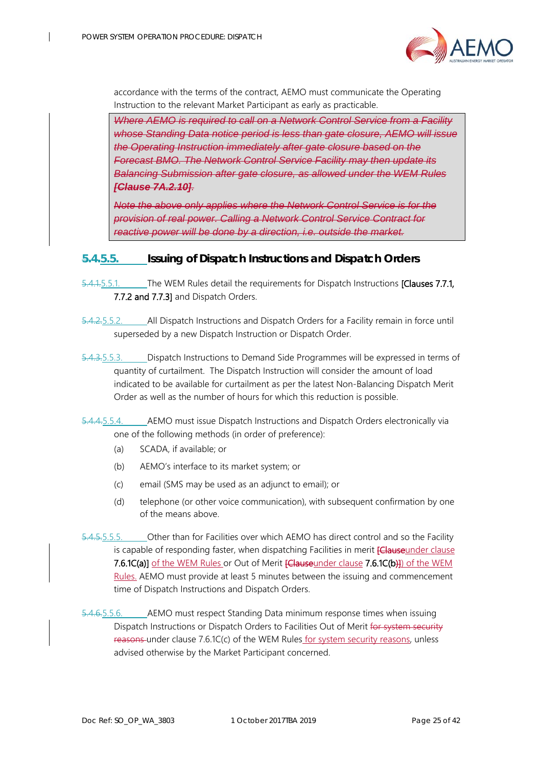accordance with the terms of the contract, AEMO must communicate the Operating Instruction to the relevant Market Participant as early as practicable.

> ~~*Where AEMO is required to call on a Network Control Service from a Facility whose Standing Data notice period is less than gate closure, AEMO will issue the Operating Instruction immediately after gate closure based on the Forecast BMO. The Network Control Service Facility may then update its Balancing Submission after gate closure, as allowed under the WEM Rules **[Clause 7A.2.10]**.*~~
>
> ~~*Note the above only applies where the Network Control Service is for the provision of real power. Calling a Network Control Service Contract for reactive power will be done by a direction, i.e. outside the market.*~~

### ~~5.4.~~5.5. Issuing of Dispatch Instructions and Dispatch Orders

~~5.4.1.~~5.5.1. The WEM Rules detail the requirements for Dispatch Instructions [Clauses 7.7.1, 7.7.2 and 7.7.3] and Dispatch Orders.

~~5.4.2.~~5.5.2. All Dispatch Instructions and Dispatch Orders for a Facility remain in force until superseded by a new Dispatch Instruction or Dispatch Order.

~~5.4.3.~~5.5.3. Dispatch Instructions to Demand Side Programmes will be expressed in terms of quantity of curtailment. The Dispatch Instruction will consider the amount of load indicated to be available for curtailment as per the latest Non-Balancing Dispatch Merit Order as well as the number of hours for which this reduction is possible.

~~5.4.4.~~5.5.4. AEMO must issue Dispatch Instructions and Dispatch Orders electronically via one of the following methods (in order of preference):

(a) SCADA, if available; or

(b) AEMO's interface to its market system; or

(c) email (SMS may be used as an adjunct to email); or

(d) telephone (or other voice communication), with subsequent confirmation by one of the means above.

~~5.4.5.~~5.5.5. Other than for Facilities over which AEMO has direct control and so the Facility is capable of responding faster, when dispatching Facilities in merit ~~[Clause~~under clause 7.6.1C(a)~~]~~ of the WEM Rules or Out of Merit ~~[Clause~~under clause 7.6.1C(b)~~]~~) of the WEM Rules. AEMO must provide at least 5 minutes between the issuing and commencement time of Dispatch Instructions and Dispatch Orders.

~~5.4.6.~~5.5.6. AEMO must respect Standing Data minimum response times when issuing Dispatch Instructions or Dispatch Orders to Facilities Out of Merit ~~for system security reasons~~ under clause 7.6.1C(c) of the WEM Rules for system security reasons, unless advised otherwise by the Market Participant concerned.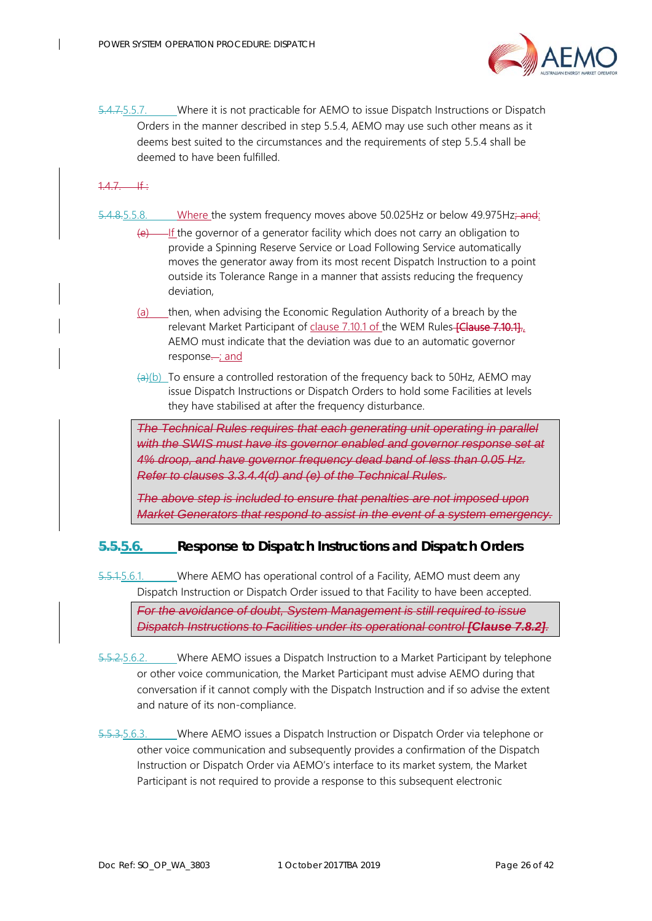~~5.4.7.~~5.5.7. Where it is not practicable for AEMO to issue Dispatch Instructions or Dispatch Orders in the manner described in step 5.5.4, AEMO may use such other means as it deems best suited to the circumstances and the requirements of step 5.5.4 shall be deemed to have been fulfilled.

~~1.4.7. If :~~

~~5.4.8.~~5.5.8. Where the system frequency moves above 50.025Hz or below 49.975Hz~~; and~~:

~~(e)~~ If the governor of a generator facility which does not carry an obligation to provide a Spinning Reserve Service or Load Following Service automatically moves the generator away from its most recent Dispatch Instruction to a point outside its Tolerance Range in a manner that assists reducing the frequency deviation,

(a) then, when advising the Economic Regulation Authority of a breach by the relevant Market Participant of clause 7.10.1 of the WEM Rules ~~[Clause 7.10.1]~~, AEMO must indicate that the deviation was due to an automatic governor response~~.~~; and

~~(a)~~(b) To ensure a controlled restoration of the frequency back to 50Hz, AEMO may issue Dispatch Instructions or Dispatch Orders to hold some Facilities at levels they have stabilised at after the frequency disturbance.

> ~~*The Technical Rules requires that each generating unit operating in parallel with the SWIS must have its governor enabled and governor response set at 4% droop, and have governor frequency dead band of less than 0.05 Hz. Refer to clauses 3.3.4.4(d) and (e) of the Technical Rules.*~~
>
> ~~*The above step is included to ensure that penalties are not imposed upon Market Generators that respond to assist in the event of a system emergency.*~~

## ~~5.5.~~5.6. Response to Dispatch Instructions and Dispatch Orders

~~5.5.1.~~5.6.1. Where AEMO has operational control of a Facility, AEMO must deem any Dispatch Instruction or Dispatch Order issued to that Facility to have been accepted.

> ~~*For the avoidance of doubt, System Management is still required to issue Dispatch Instructions to Facilities under its operational control **[Clause 7.8.2]**.*~~

~~5.5.2.~~5.6.2. Where AEMO issues a Dispatch Instruction to a Market Participant by telephone or other voice communication, the Market Participant must advise AEMO during that conversation if it cannot comply with the Dispatch Instruction and if so advise the extent and nature of its non-compliance.

~~5.5.3.~~5.6.3. Where AEMO issues a Dispatch Instruction or Dispatch Order via telephone or other voice communication and subsequently provides a confirmation of the Dispatch Instruction or Dispatch Order via AEMO's interface to its market system, the Market Participant is not required to provide a response to this subsequent electronic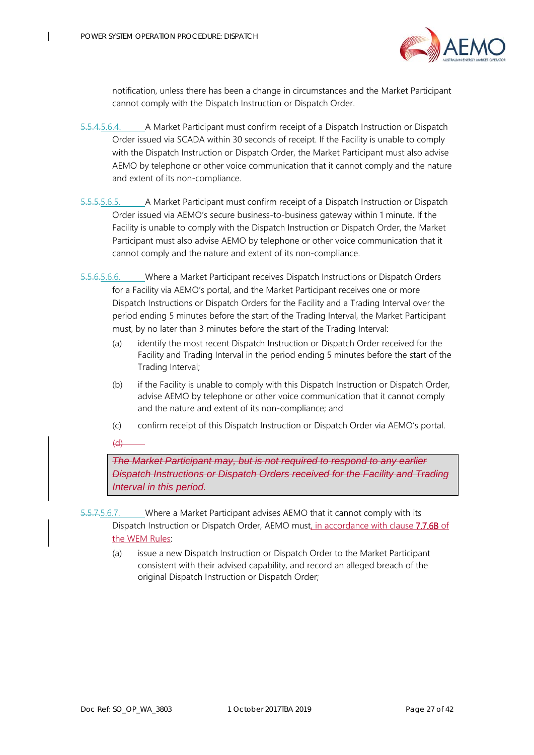notification, unless there has been a change in circumstances and the Market Participant cannot comply with the Dispatch Instruction or Dispatch Order.

~~5.5.4.~~5.6.4. A Market Participant must confirm receipt of a Dispatch Instruction or Dispatch Order issued via SCADA within 30 seconds of receipt. If the Facility is unable to comply with the Dispatch Instruction or Dispatch Order, the Market Participant must also advise AEMO by telephone or other voice communication that it cannot comply and the nature and extent of its non-compliance.

~~5.5.5.~~5.6.5. A Market Participant must confirm receipt of a Dispatch Instruction or Dispatch Order issued via AEMO's secure business-to-business gateway within 1 minute. If the Facility is unable to comply with the Dispatch Instruction or Dispatch Order, the Market Participant must also advise AEMO by telephone or other voice communication that it cannot comply and the nature and extent of its non-compliance.

~~5.5.6.~~5.6.6. Where a Market Participant receives Dispatch Instructions or Dispatch Orders for a Facility via AEMO's portal, and the Market Participant receives one or more Dispatch Instructions or Dispatch Orders for the Facility and a Trading Interval over the period ending 5 minutes before the start of the Trading Interval, the Market Participant must, by no later than 3 minutes before the start of the Trading Interval:

(a) identify the most recent Dispatch Instruction or Dispatch Order received for the Facility and Trading Interval in the period ending 5 minutes before the start of the Trading Interval;

(b) if the Facility is unable to comply with this Dispatch Instruction or Dispatch Order, advise AEMO by telephone or other voice communication that it cannot comply and the nature and extent of its non-compliance; and

(c) confirm receipt of this Dispatch Instruction or Dispatch Order via AEMO's portal.

~~(d)~~

~~*The Market Participant may, but is not required to respond to any earlier Dispatch Instructions or Dispatch Orders received for the Facility and Trading Interval in this period.*~~

~~5.5.7.~~5.6.7. Where a Market Participant advises AEMO that it cannot comply with its Dispatch Instruction or Dispatch Order, AEMO must, in accordance with clause 7.7.6B of the WEM Rules:

(a) issue a new Dispatch Instruction or Dispatch Order to the Market Participant consistent with their advised capability, and record an alleged breach of the original Dispatch Instruction or Dispatch Order;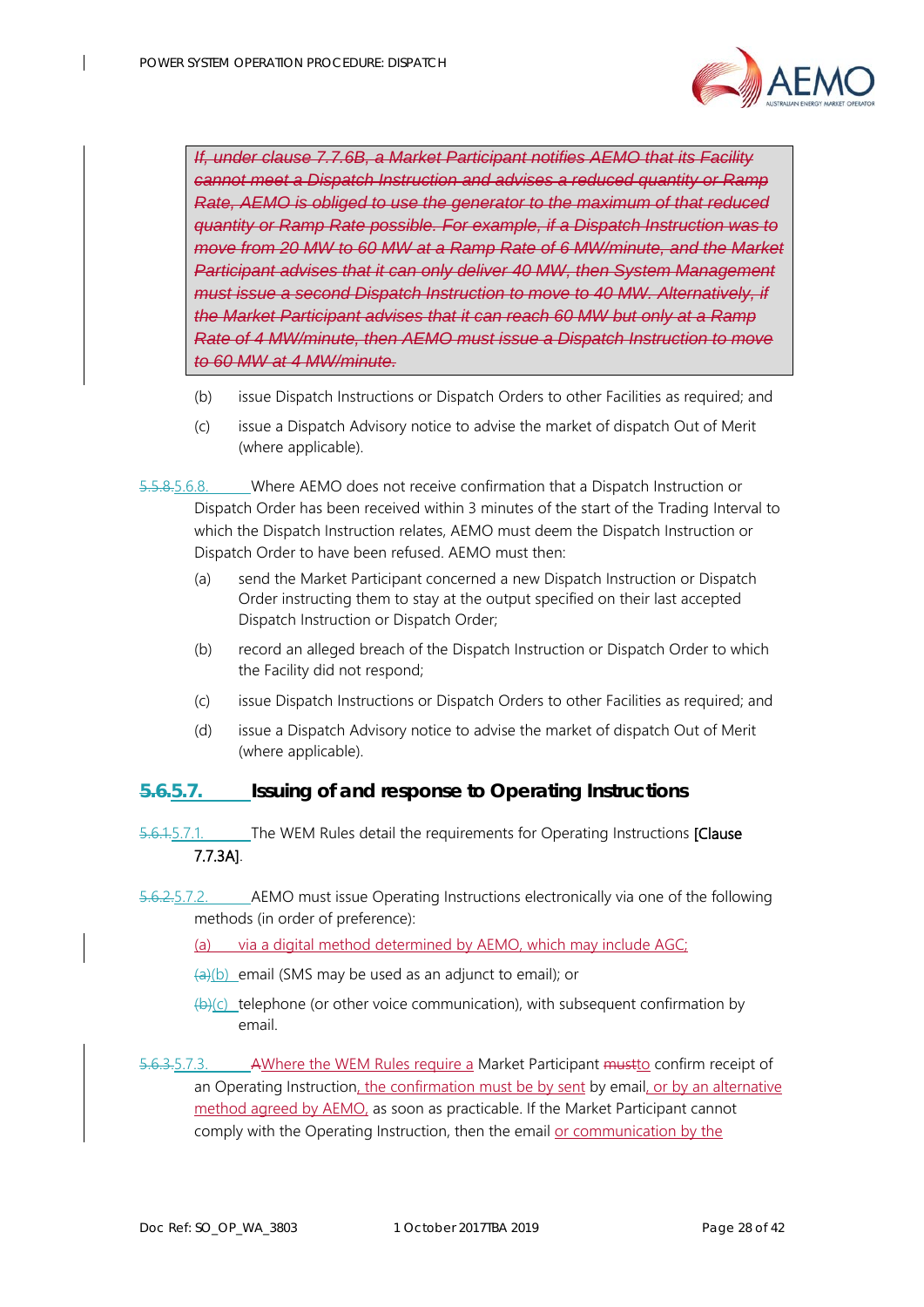~~*If, under clause 7.7.6B, a Market Participant notifies AEMO that its Facility cannot meet a Dispatch Instruction and advises a reduced quantity or Ramp Rate, AEMO is obliged to use the generator to the maximum of that reduced quantity or Ramp Rate possible. For example, if a Dispatch Instruction was to move from 20 MW to 60 MW at a Ramp Rate of 6 MW/minute, and the Market Participant advises that it can only deliver 40 MW, then System Management must issue a second Dispatch Instruction to move to 40 MW. Alternatively, if the Market Participant advises that it can reach 60 MW but only at a Ramp Rate of 4 MW/minute, then AEMO must issue a Dispatch Instruction to move to 60 MW at 4 MW/minute.*~~

(b) issue Dispatch Instructions or Dispatch Orders to other Facilities as required; and

(c) issue a Dispatch Advisory notice to advise the market of dispatch Out of Merit (where applicable).

~~5.5.8.~~5.6.8. Where AEMO does not receive confirmation that a Dispatch Instruction or Dispatch Order has been received within 3 minutes of the start of the Trading Interval to which the Dispatch Instruction relates, AEMO must deem the Dispatch Instruction or Dispatch Order to have been refused. AEMO must then:

(a) send the Market Participant concerned a new Dispatch Instruction or Dispatch Order instructing them to stay at the output specified on their last accepted Dispatch Instruction or Dispatch Order;

(b) record an alleged breach of the Dispatch Instruction or Dispatch Order to which the Facility did not respond;

(c) issue Dispatch Instructions or Dispatch Orders to other Facilities as required; and

(d) issue a Dispatch Advisory notice to advise the market of dispatch Out of Merit (where applicable).

### ~~5.6.~~5.7. Issuing of and response to Operating Instructions

~~5.6.1.~~5.7.1. The WEM Rules detail the requirements for Operating Instructions [Clause 7.7.3A].

~~5.6.2.~~5.7.2. AEMO must issue Operating Instructions electronically via one of the following methods (in order of preference):

(a) via a digital method determined by AEMO, which may include AGC;

~~(a)~~(b) email (SMS may be used as an adjunct to email); or

~~(b)~~(c) telephone (or other voice communication), with subsequent confirmation by email.

~~5.6.3.~~5.7.3. ~~A~~Where the WEM Rules require a Market Participant ~~must~~to confirm receipt of an Operating Instruction, the confirmation must be by sent by email, or by an alternative method agreed by AEMO, as soon as practicable. If the Market Participant cannot comply with the Operating Instruction, then the email or communication by the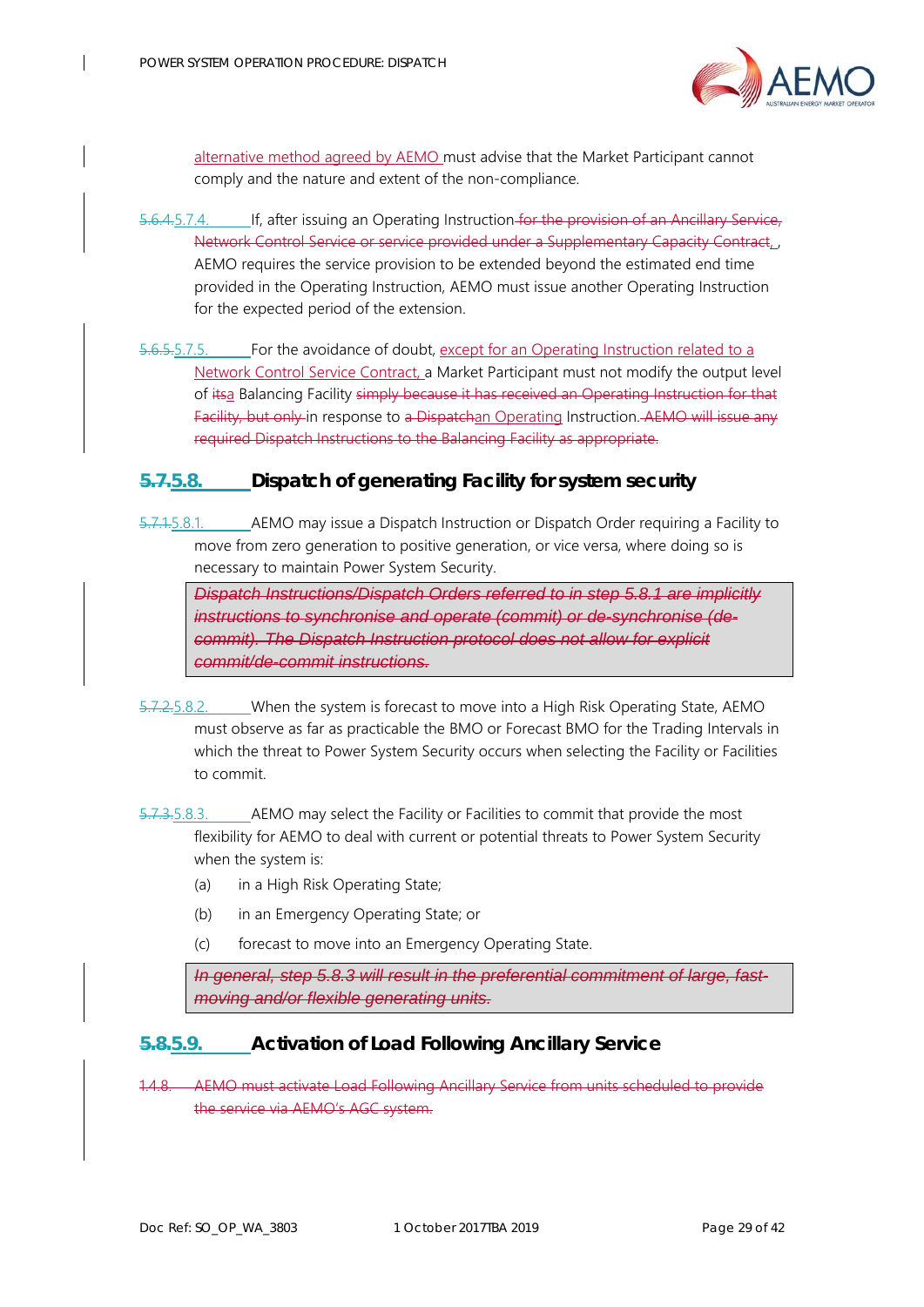alternative method agreed by AEMO must advise that the Market Participant cannot comply and the nature and extent of the non-compliance.

~~5.6.4.~~5.7.4. If, after issuing an Operating Instruction ~~for the provision of an Ancillary Service, Network Control Service or service provided under a Supplementary Capacity Contract,~~, AEMO requires the service provision to be extended beyond the estimated end time provided in the Operating Instruction, AEMO must issue another Operating Instruction for the expected period of the extension.

~~5.6.5.~~5.7.5. For the avoidance of doubt, except for an Operating Instruction related to a Network Control Service Contract, a Market Participant must not modify the output level of ~~its~~a Balancing Facility ~~simply because it has received an Operating Instruction for that Facility, but only~~ in response to ~~a Dispatch~~an Operating Instruction. ~~AEMO will issue any required Dispatch Instructions to the Balancing Facility as appropriate.~~

## ~~5.7.~~5.8. Dispatch of generating Facility for system security

~~5.7.1.~~5.8.1. AEMO may issue a Dispatch Instruction or Dispatch Order requiring a Facility to move from zero generation to positive generation, or vice versa, where doing so is necessary to maintain Power System Security.

> ~~*Dispatch Instructions/Dispatch Orders referred to in step 5.8.1 are implicitly instructions to synchronise and operate (commit) or de-synchronise (de-commit). The Dispatch Instruction protocol does not allow for explicit commit/de-commit instructions.*~~

~~5.7.2.~~5.8.2. When the system is forecast to move into a High Risk Operating State, AEMO must observe as far as practicable the BMO or Forecast BMO for the Trading Intervals in which the threat to Power System Security occurs when selecting the Facility or Facilities to commit.

~~5.7.3.~~5.8.3. AEMO may select the Facility or Facilities to commit that provide the most flexibility for AEMO to deal with current or potential threats to Power System Security when the system is:

(a) in a High Risk Operating State;

(b) in an Emergency Operating State; or

(c) forecast to move into an Emergency Operating State.

> ~~*In general, step 5.8.3 will result in the preferential commitment of large, fast-moving and/or flexible generating units.*~~

## ~~5.8.~~5.9. Activation of Load Following Ancillary Service

~~1.4.8. AEMO must activate Load Following Ancillary Service from units scheduled to provide the service via AEMO's AGC system.~~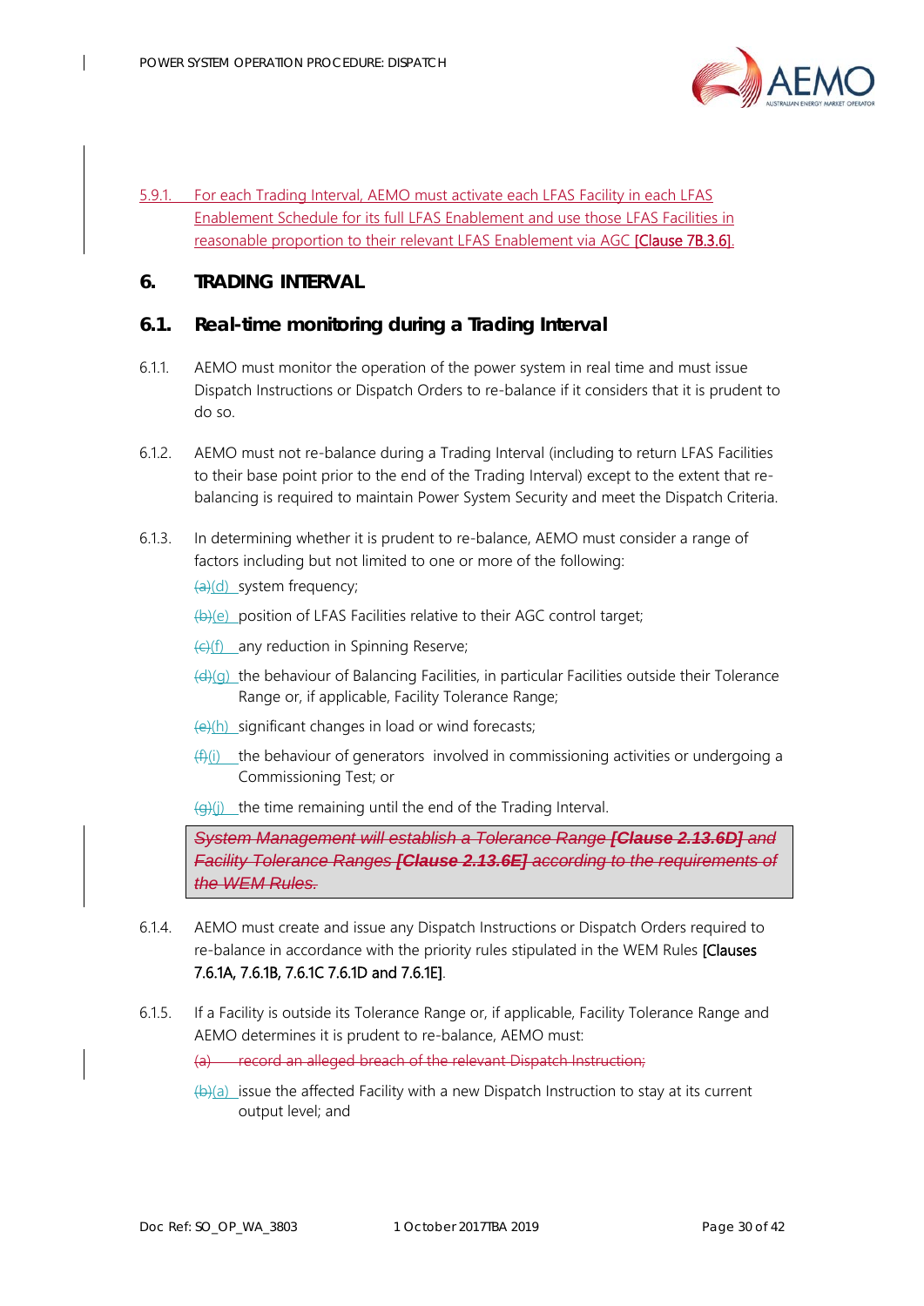5.9.1. For each Trading Interval, AEMO must activate each LFAS Facility in each LFAS Enablement Schedule for its full LFAS Enablement and use those LFAS Facilities in reasonable proportion to their relevant LFAS Enablement via AGC [Clause 7B.3.6].

## 6. TRADING INTERVAL

### 6.1. Real-time monitoring during a Trading Interval

6.1.1. AEMO must monitor the operation of the power system in real time and must issue Dispatch Instructions or Dispatch Orders to re-balance if it considers that it is prudent to do so.

6.1.2. AEMO must not re-balance during a Trading Interval (including to return LFAS Facilities to their base point prior to the end of the Trading Interval) except to the extent that re-balancing is required to maintain Power System Security and meet the Dispatch Criteria.

6.1.3. In determining whether it is prudent to re-balance, AEMO must consider a range of factors including but not limited to one or more of the following:

~~(a)~~(d) system frequency;

~~(b)~~(e) position of LFAS Facilities relative to their AGC control target;

~~(c)~~(f) any reduction in Spinning Reserve;

~~(d)~~(g) the behaviour of Balancing Facilities, in particular Facilities outside their Tolerance Range or, if applicable, Facility Tolerance Range;

~~(e)~~(h) significant changes in load or wind forecasts;

~~(f)~~(i) the behaviour of generators involved in commissioning activities or undergoing a Commissioning Test; or

~~(g)~~(j) the time remaining until the end of the Trading Interval.

> ~~*System Management will establish a Tolerance Range **[Clause 2.13.6D]** and Facility Tolerance Ranges **[Clause 2.13.6E]** according to the requirements of the WEM Rules.*~~

6.1.4. AEMO must create and issue any Dispatch Instructions or Dispatch Orders required to re-balance in accordance with the priority rules stipulated in the WEM Rules [Clauses 7.6.1A, 7.6.1B, 7.6.1C 7.6.1D and 7.6.1E].

6.1.5. If a Facility is outside its Tolerance Range or, if applicable, Facility Tolerance Range and AEMO determines it is prudent to re-balance, AEMO must:

~~(a) record an alleged breach of the relevant Dispatch Instruction;~~

~~(b)~~(a) issue the affected Facility with a new Dispatch Instruction to stay at its current output level; and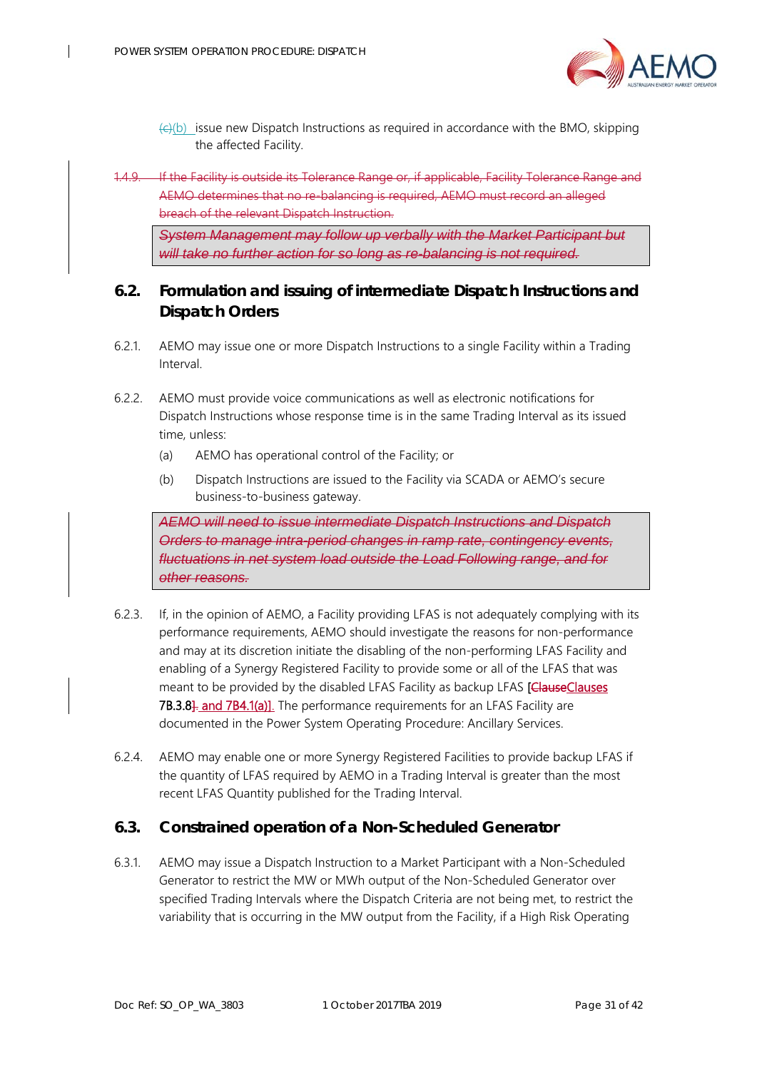~~(c)~~(b) issue new Dispatch Instructions as required in accordance with the BMO, skipping the affected Facility.

~~1.4.9. If the Facility is outside its Tolerance Range or, if applicable, Facility Tolerance Range and AEMO determines that no re-balancing is required, AEMO must record an alleged breach of the relevant Dispatch Instruction.~~

> ~~*System Management may follow up verbally with the Market Participant but will take no further action for so long as re-balancing is not required.*~~

## 6.2. Formulation and issuing of intermediate Dispatch Instructions and Dispatch Orders

6.2.1. AEMO may issue one or more Dispatch Instructions to a single Facility within a Trading Interval.

6.2.2. AEMO must provide voice communications as well as electronic notifications for Dispatch Instructions whose response time is in the same Trading Interval as its issued time, unless:

(a) AEMO has operational control of the Facility; or

(b) Dispatch Instructions are issued to the Facility via SCADA or AEMO's secure business-to-business gateway.

> ~~*AEMO will need to issue intermediate Dispatch Instructions and Dispatch Orders to manage intra-period changes in ramp rate, contingency events, fluctuations in net system load outside the Load Following range, and for other reasons.*~~

6.2.3. If, in the opinion of AEMO, a Facility providing LFAS is not adequately complying with its performance requirements, AEMO should investigate the reasons for non-performance and may at its discretion initiate the disabling of the non-performing LFAS Facility and enabling of a Synergy Registered Facility to provide some or all of the LFAS that was meant to be provided by the disabled LFAS Facility as backup LFAS [~~Clause~~Clauses 7B.3.8~~]~~ and 7B4.1(a)]. The performance requirements for an LFAS Facility are documented in the Power System Operating Procedure: Ancillary Services.

6.2.4. AEMO may enable one or more Synergy Registered Facilities to provide backup LFAS if the quantity of LFAS required by AEMO in a Trading Interval is greater than the most recent LFAS Quantity published for the Trading Interval.

## 6.3. Constrained operation of a Non-Scheduled Generator

6.3.1. AEMO may issue a Dispatch Instruction to a Market Participant with a Non-Scheduled Generator to restrict the MW or MWh output of the Non-Scheduled Generator over specified Trading Intervals where the Dispatch Criteria are not being met, to restrict the variability that is occurring in the MW output from the Facility, if a High Risk Operating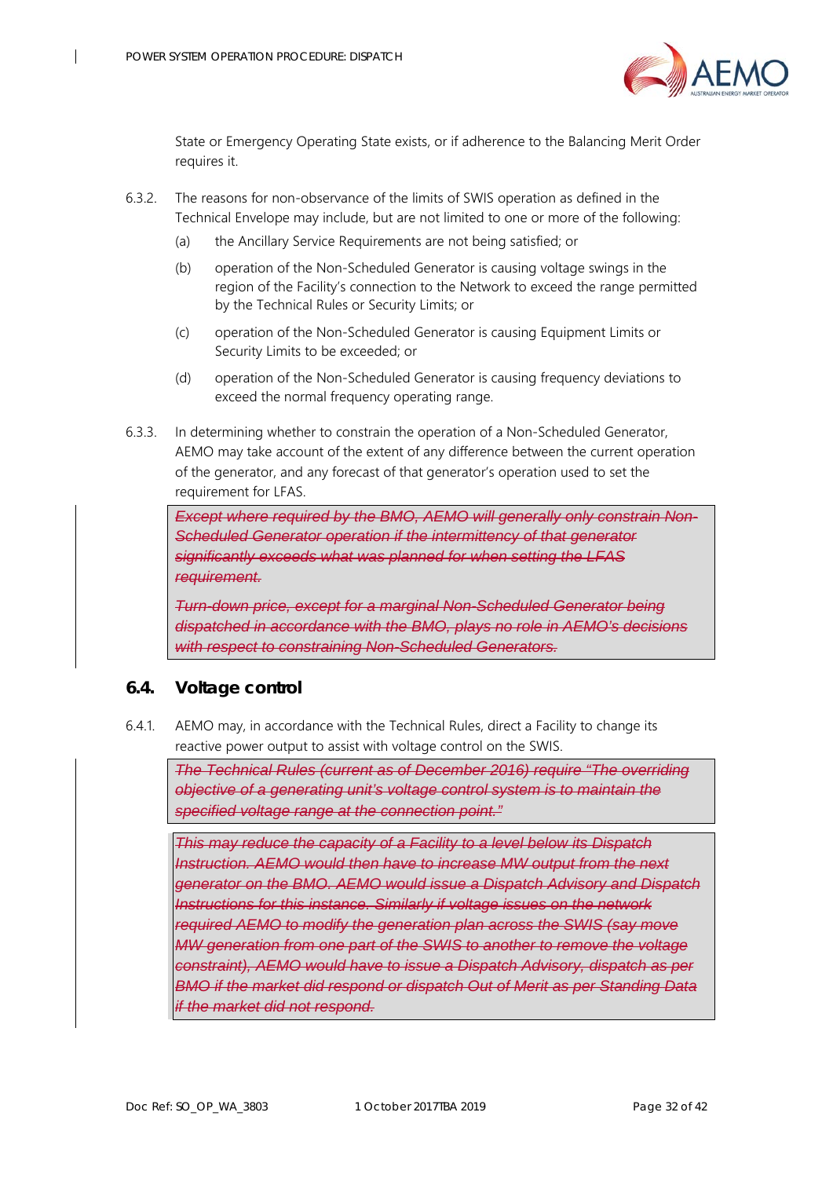State or Emergency Operating State exists, or if adherence to the Balancing Merit Order requires it.

6.3.2. The reasons for non-observance of the limits of SWIS operation as defined in the Technical Envelope may include, but are not limited to one or more of the following:

(a) the Ancillary Service Requirements are not being satisfied; or

(b) operation of the Non-Scheduled Generator is causing voltage swings in the region of the Facility's connection to the Network to exceed the range permitted by the Technical Rules or Security Limits; or

(c) operation of the Non-Scheduled Generator is causing Equipment Limits or Security Limits to be exceeded; or

(d) operation of the Non-Scheduled Generator is causing frequency deviations to exceed the normal frequency operating range.

6.3.3. In determining whether to constrain the operation of a Non-Scheduled Generator, AEMO may take account of the extent of any difference between the current operation of the generator, and any forecast of that generator's operation used to set the requirement for LFAS.

> ~~*Except where required by the BMO, AEMO will generally only constrain Non-Scheduled Generator operation if the intermittency of that generator significantly exceeds what was planned for when setting the LFAS requirement.*~~
>
> ~~*Turn-down price, except for a marginal Non-Scheduled Generator being dispatched in accordance with the BMO, plays no role in AEMO's decisions with respect to constraining Non-Scheduled Generators.*~~

## 6.4. Voltage control

6.4.1. AEMO may, in accordance with the Technical Rules, direct a Facility to change its reactive power output to assist with voltage control on the SWIS.

> ~~*The Technical Rules (current as of December 2016) require "The overriding objective of a generating unit's voltage control system is to maintain the specified voltage range at the connection point."*~~

> ~~*This may reduce the capacity of a Facility to a level below its Dispatch Instruction. AEMO would then have to increase MW output from the next generator on the BMO. AEMO would issue a Dispatch Advisory and Dispatch Instructions for this instance. Similarly if voltage issues on the network required AEMO to modify the generation plan across the SWIS (say move MW generation from one part of the SWIS to another to remove the voltage constraint), AEMO would have to issue a Dispatch Advisory, dispatch as per BMO if the market did respond or dispatch Out of Merit as per Standing Data if the market did not respond.*~~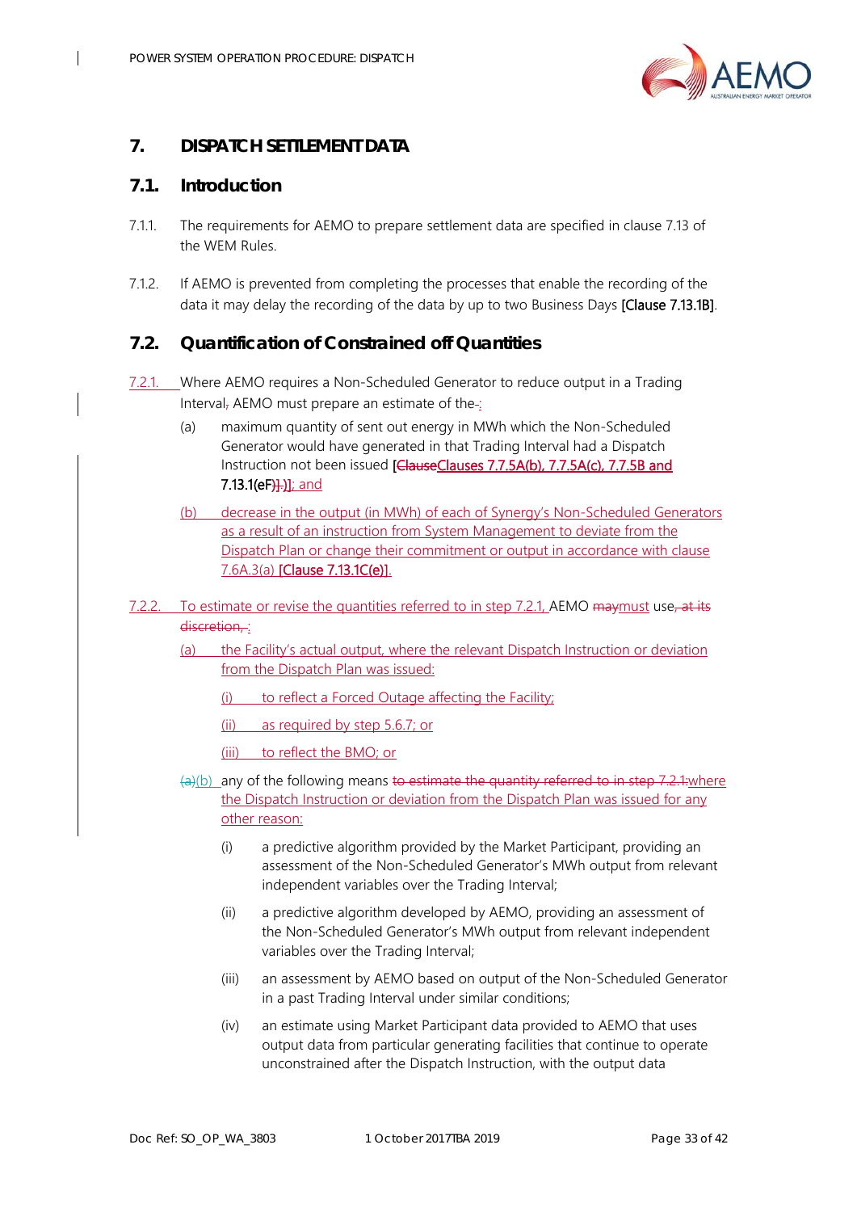## 7. DISPATCH SETTLEMENT DATA

### 7.1. Introduction

7.1.1. The requirements for AEMO to prepare settlement data are specified in clause 7.13 of the WEM Rules.

7.1.2. If AEMO is prevented from completing the processes that enable the recording of the data it may delay the recording of the data by up to two Business Days [Clause 7.13.1B].

### 7.2. Quantification of Constrained off Quantities

7.2.1. Where AEMO requires a Non-Scheduled Generator to reduce output in a Trading Interval, AEMO must prepare an estimate of the :

(a) maximum quantity of sent out energy in MWh which the Non-Scheduled Generator would have generated in that Trading Interval had a Dispatch Instruction not been issued [ClauseClauses 7.7.5A(b), 7.7.5A(c), 7.7.5B and 7.13.1(eF)].)]; and

(b) decrease in the output (in MWh) of each of Synergy's Non-Scheduled Generators as a result of an instruction from System Management to deviate from the Dispatch Plan or change their commitment or output in accordance with clause 7.6A.3(a) [Clause 7.13.1C(e)].

7.2.2. To estimate or revise the quantities referred to in step 7.2.1, AEMO maymust use, at its discretion, :

(a) the Facility's actual output, where the relevant Dispatch Instruction or deviation from the Dispatch Plan was issued:

(i) to reflect a Forced Outage affecting the Facility;

(ii) as required by step 5.6.7; or

(iii) to reflect the BMO; or

(a)(b) any of the following means to estimate the quantity referred to in step 7.2.1:where the Dispatch Instruction or deviation from the Dispatch Plan was issued for any other reason:

(i) a predictive algorithm provided by the Market Participant, providing an assessment of the Non-Scheduled Generator's MWh output from relevant independent variables over the Trading Interval;

(ii) a predictive algorithm developed by AEMO, providing an assessment of the Non-Scheduled Generator's MWh output from relevant independent variables over the Trading Interval;

(iii) an assessment by AEMO based on output of the Non-Scheduled Generator in a past Trading Interval under similar conditions;

(iv) an estimate using Market Participant data provided to AEMO that uses output data from particular generating facilities that continue to operate unconstrained after the Dispatch Instruction, with the output data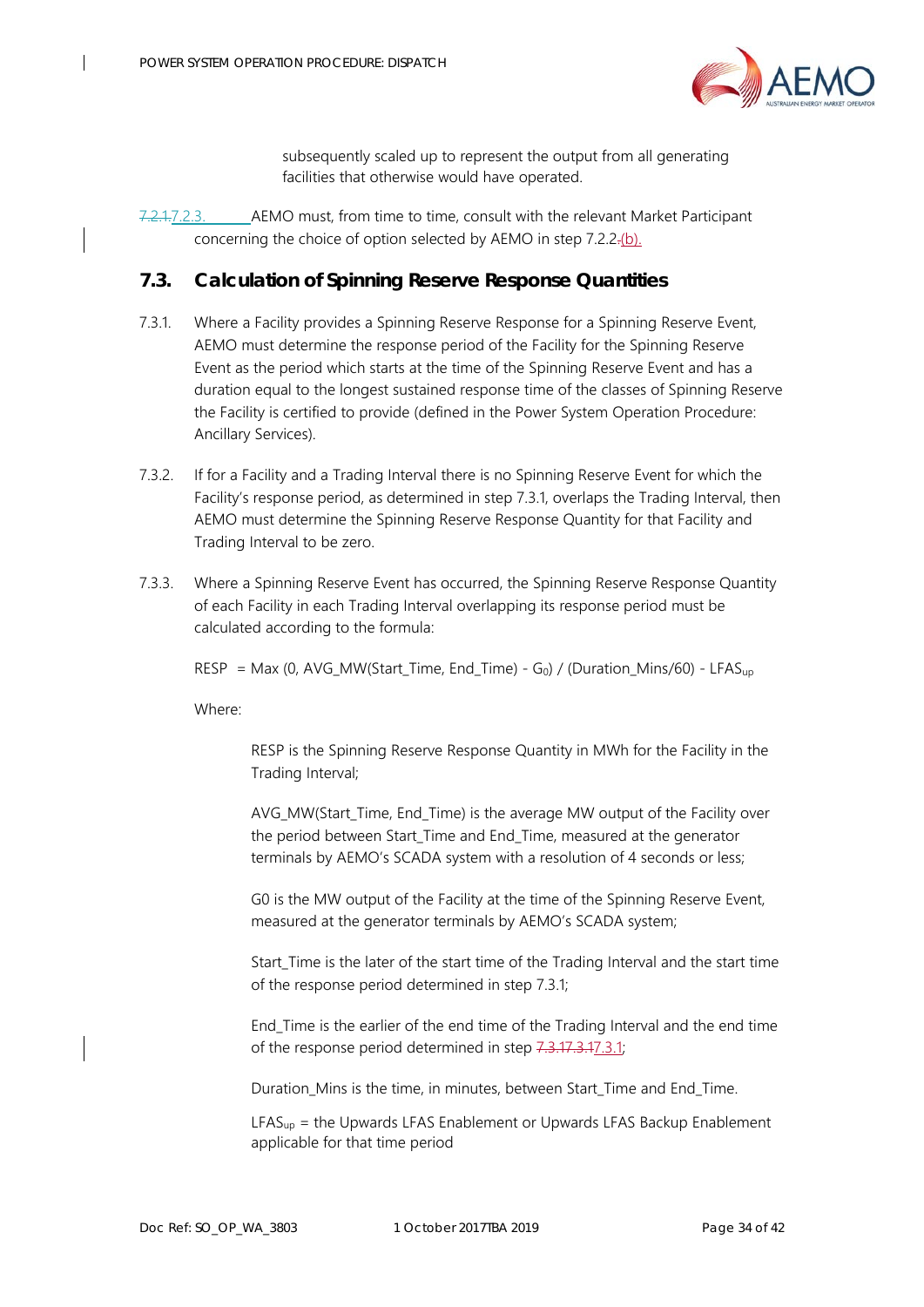subsequently scaled up to represent the output from all generating facilities that otherwise would have operated.

7.2.1.7.2.3. AEMO must, from time to time, consult with the relevant Market Participant concerning the choice of option selected by AEMO in step 7.2.2.(b).

## 7.3. Calculation of Spinning Reserve Response Quantities

7.3.1. Where a Facility provides a Spinning Reserve Response for a Spinning Reserve Event, AEMO must determine the response period of the Facility for the Spinning Reserve Event as the period which starts at the time of the Spinning Reserve Event and has a duration equal to the longest sustained response time of the classes of Spinning Reserve the Facility is certified to provide (defined in the Power System Operation Procedure: Ancillary Services).

7.3.2. If for a Facility and a Trading Interval there is no Spinning Reserve Event for which the Facility's response period, as determined in step 7.3.1, overlaps the Trading Interval, then AEMO must determine the Spinning Reserve Response Quantity for that Facility and Trading Interval to be zero.

7.3.3. Where a Spinning Reserve Event has occurred, the Spinning Reserve Response Quantity of each Facility in each Trading Interval overlapping its response period must be calculated according to the formula:

$$RESP = Max (0, AVG\_MW(Start\_Time, End\_Time) - G_0) / (Duration\_Mins/60) - LFAS_{up}$$

Where:

RESP is the Spinning Reserve Response Quantity in MWh for the Facility in the Trading Interval;

AVG_MW(Start_Time, End_Time) is the average MW output of the Facility over the period between Start_Time and End_Time, measured at the generator terminals by AEMO's SCADA system with a resolution of 4 seconds or less;

G0 is the MW output of the Facility at the time of the Spinning Reserve Event, measured at the generator terminals by AEMO's SCADA system;

Start_Time is the later of the start time of the Trading Interval and the start time of the response period determined in step 7.3.1;

End_Time is the earlier of the end time of the Trading Interval and the end time of the response period determined in step 7.3.17.3.17.3.1;

Duration_Mins is the time, in minutes, between Start_Time and End_Time.

$LFAS_{up}$ = the Upwards LFAS Enablement or Upwards LFAS Backup Enablement applicable for that time period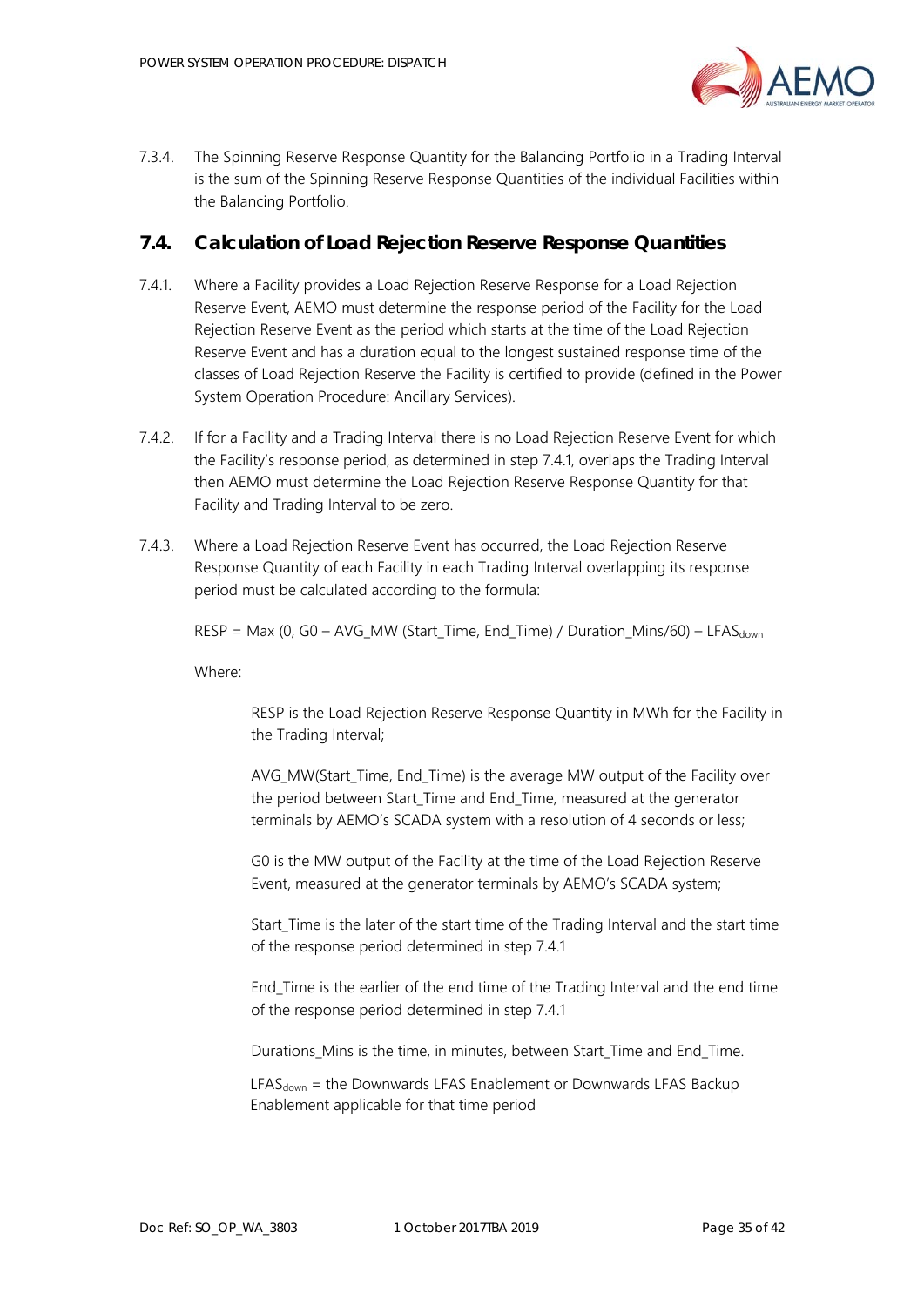7.3.4. The Spinning Reserve Response Quantity for the Balancing Portfolio in a Trading Interval is the sum of the Spinning Reserve Response Quantities of the individual Facilities within the Balancing Portfolio.

## 7.4. Calculation of Load Rejection Reserve Response Quantities

7.4.1. Where a Facility provides a Load Rejection Reserve Response for a Load Rejection Reserve Event, AEMO must determine the response period of the Facility for the Load Rejection Reserve Event as the period which starts at the time of the Load Rejection Reserve Event and has a duration equal to the longest sustained response time of the classes of Load Rejection Reserve the Facility is certified to provide (defined in the Power System Operation Procedure: Ancillary Services).

7.4.2. If for a Facility and a Trading Interval there is no Load Rejection Reserve Event for which the Facility's response period, as determined in step 7.4.1, overlaps the Trading Interval then AEMO must determine the Load Rejection Reserve Response Quantity for that Facility and Trading Interval to be zero.

7.4.3. Where a Load Rejection Reserve Event has occurred, the Load Rejection Reserve Response Quantity of each Facility in each Trading Interval overlapping its response period must be calculated according to the formula:

$$RESP = Max\ (0,\ G0 - AVG\_MW\ (Start\_Time,\ End\_Time)\ /\ Duration\_Mins/60) - LFAS_{down}$$

Where:

RESP is the Load Rejection Reserve Response Quantity in MWh for the Facility in the Trading Interval;

AVG_MW(Start_Time, End_Time) is the average MW output of the Facility over the period between Start_Time and End_Time, measured at the generator terminals by AEMO's SCADA system with a resolution of 4 seconds or less;

G0 is the MW output of the Facility at the time of the Load Rejection Reserve Event, measured at the generator terminals by AEMO's SCADA system;

Start_Time is the later of the start time of the Trading Interval and the start time of the response period determined in step 7.4.1

End_Time is the earlier of the end time of the Trading Interval and the end time of the response period determined in step 7.4.1

Durations_Mins is the time, in minutes, between Start_Time and End_Time.

$LFAS_{down}$ = the Downwards LFAS Enablement or Downwards LFAS Backup Enablement applicable for that time period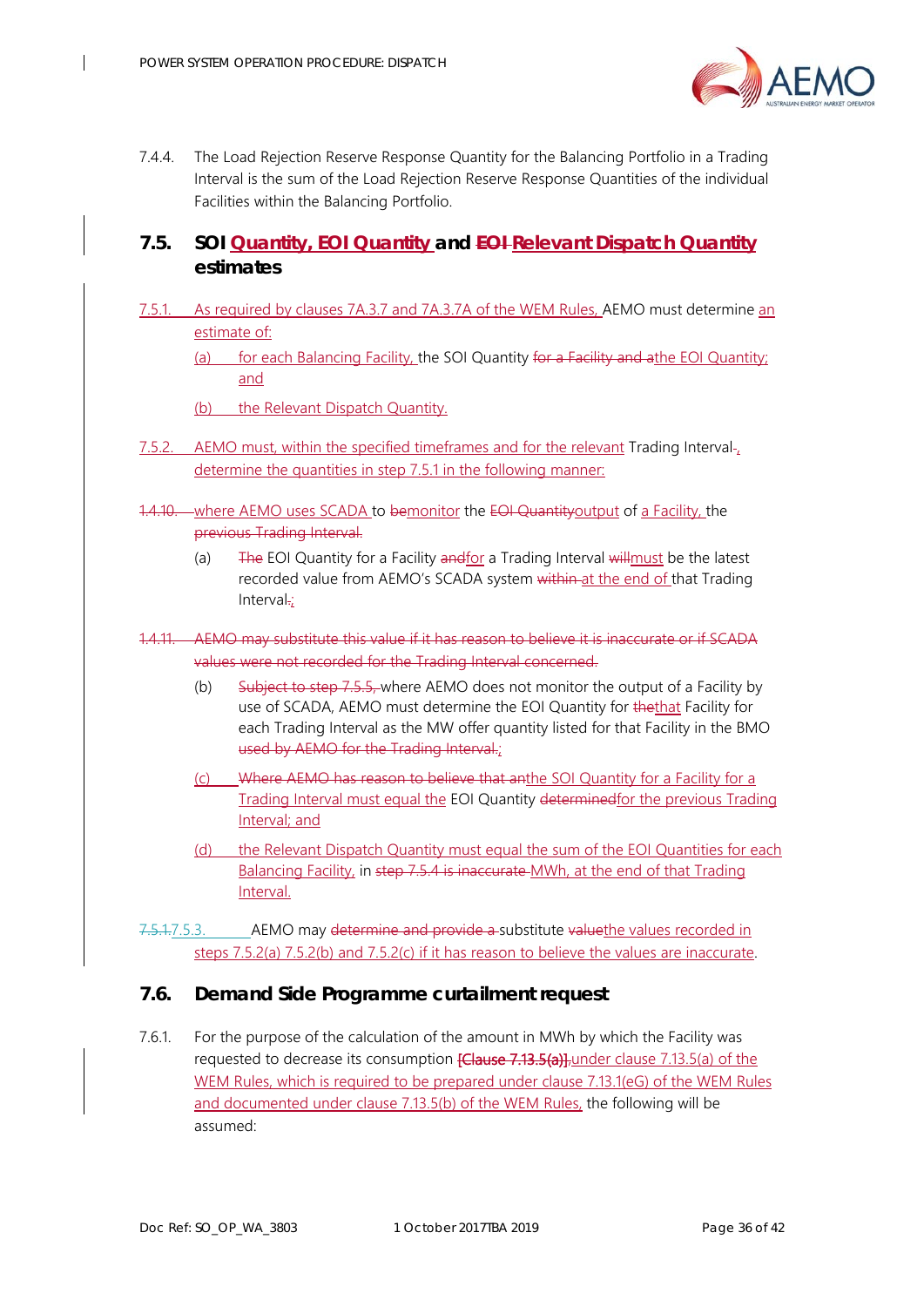7.4.4. The Load Rejection Reserve Response Quantity for the Balancing Portfolio in a Trading Interval is the sum of the Load Rejection Reserve Response Quantities of the individual Facilities within the Balancing Portfolio.

## 7.5. SOI Quantity, EOI Quantity and EOI Relevant Dispatch Quantity estimates

7.5.1. As required by clauses 7A.3.7 and 7A.3.7A of the WEM Rules, AEMO must determine an estimate of:

(a) for each Balancing Facility, the SOI Quantity for a Facility and athe EOI Quantity; and

(b) the Relevant Dispatch Quantity.

7.5.2. AEMO must, within the specified timeframes and for the relevant Trading Interval-, determine the quantities in step 7.5.1 in the following manner:

1.4.10. where AEMO uses SCADA to bemonitor the EOI Quantityoutput of a Facility, the previous Trading Interval.

(a) The EOI Quantity for a Facility andfor a Trading Interval willmust be the latest recorded value from AEMO's SCADA system within at the end of that Trading Interval.;

1.4.11. AEMO may substitute this value if it has reason to believe it is inaccurate or if SCADA values were not recorded for the Trading Interval concerned.

(b) Subject to step 7.5.5, where AEMO does not monitor the output of a Facility by use of SCADA, AEMO must determine the EOI Quantity for thethat Facility for each Trading Interval as the MW offer quantity listed for that Facility in the BMO used by AEMO for the Trading Interval.;

(c) Where AEMO has reason to believe that anthe SOI Quantity for a Facility for a Trading Interval must equal the EOI Quantity determinedfor the previous Trading Interval; and

(d) the Relevant Dispatch Quantity must equal the sum of the EOI Quantities for each Balancing Facility, in step 7.5.4 is inaccurate MWh, at the end of that Trading Interval.

7.5.1.7.5.3. AEMO may determine and provide a substitute valuethe values recorded in steps 7.5.2(a) 7.5.2(b) and 7.5.2(c) if it has reason to believe the values are inaccurate.

## 7.6. Demand Side Programme curtailment request

7.6.1. For the purpose of the calculation of the amount in MWh by which the Facility was requested to decrease its consumption [Clause 7.13.5(a)].under clause 7.13.5(a) of the WEM Rules, which is required to be prepared under clause 7.13.1(eG) of the WEM Rules and documented under clause 7.13.5(b) of the WEM Rules, the following will be assumed: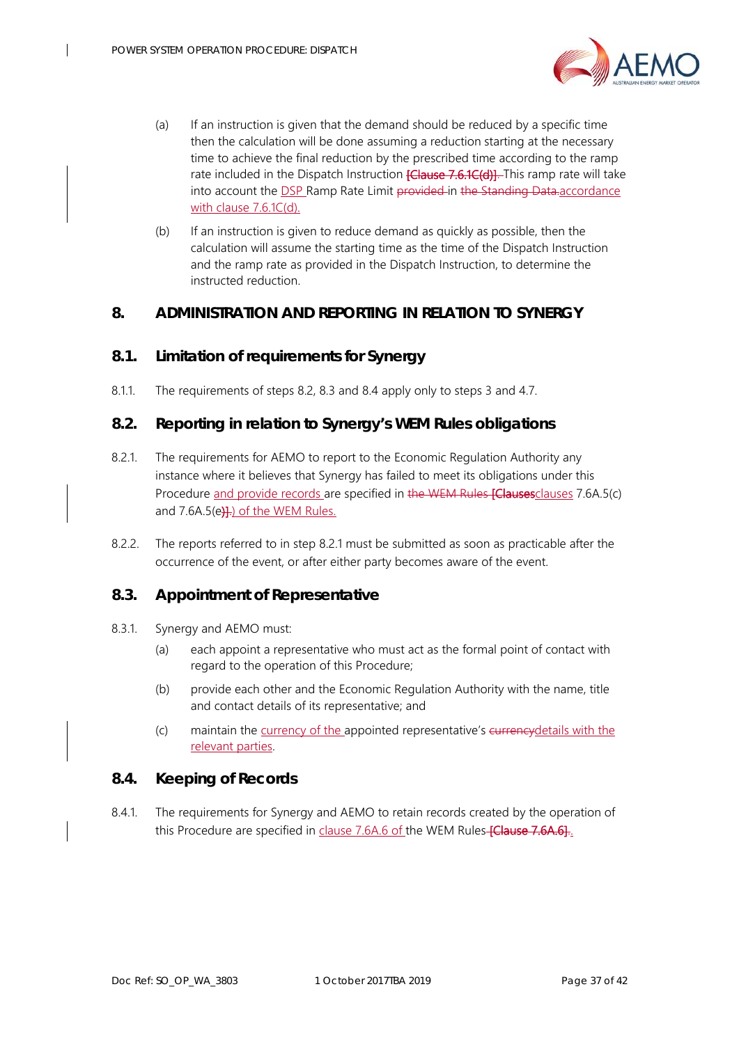(a) If an instruction is given that the demand should be reduced by a specific time then the calculation will be done assuming a reduction starting at the necessary time to achieve the final reduction by the prescribed time according to the ramp rate included in the Dispatch Instruction [Clause 7.6.1C(d)]. This ramp rate will take into account the DSP Ramp Rate Limit provided in the Standing Data.accordance with clause 7.6.1C(d).

(b) If an instruction is given to reduce demand as quickly as possible, then the calculation will assume the starting time as the time of the Dispatch Instruction and the ramp rate as provided in the Dispatch Instruction, to determine the instructed reduction.

## 8. ADMINISTRATION AND REPORTING IN RELATION TO SYNERGY

### 8.1. Limitation of requirements for Synergy

8.1.1. The requirements of steps 8.2, 8.3 and 8.4 apply only to steps 3 and 4.7.

### 8.2. Reporting in relation to Synergy's WEM Rules obligations

8.2.1. The requirements for AEMO to report to the Economic Regulation Authority any instance where it believes that Synergy has failed to meet its obligations under this Procedure and provide records are specified in the WEM Rules [Clausesclauses 7.6A.5(c) and 7.6A.5(e)].) of the WEM Rules.

8.2.2. The reports referred to in step 8.2.1 must be submitted as soon as practicable after the occurrence of the event, or after either party becomes aware of the event.

### 8.3. Appointment of Representative

8.3.1. Synergy and AEMO must:

(a) each appoint a representative who must act as the formal point of contact with regard to the operation of this Procedure;

(b) provide each other and the Economic Regulation Authority with the name, title and contact details of its representative; and

(c) maintain the currency of the appointed representative's currencydetails with the relevant parties.

### 8.4. Keeping of Records

8.4.1. The requirements for Synergy and AEMO to retain records created by the operation of this Procedure are specified in clause 7.6A.6 of the WEM Rules [Clause 7.6A.6].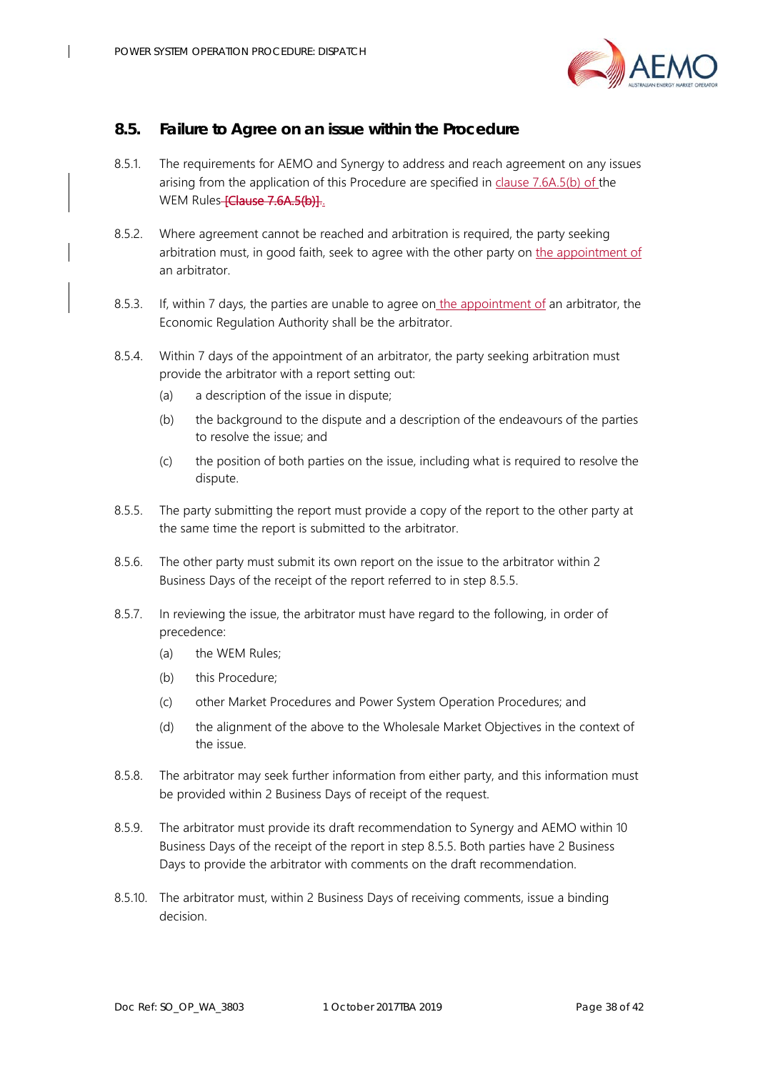## 8.5. Failure to Agree on an issue within the Procedure

8.5.1. The requirements for AEMO and Synergy to address and reach agreement on any issues arising from the application of this Procedure are specified in clause 7.6A.5(b) of the WEM Rules [Clause 7.6A.5(b)].

8.5.2. Where agreement cannot be reached and arbitration is required, the party seeking arbitration must, in good faith, seek to agree with the other party on the appointment of an arbitrator.

8.5.3. If, within 7 days, the parties are unable to agree on the appointment of an arbitrator, the Economic Regulation Authority shall be the arbitrator.

8.5.4. Within 7 days of the appointment of an arbitrator, the party seeking arbitration must provide the arbitrator with a report setting out:

- (a) a description of the issue in dispute;
- (b) the background to the dispute and a description of the endeavours of the parties to resolve the issue; and
- (c) the position of both parties on the issue, including what is required to resolve the dispute.

8.5.5. The party submitting the report must provide a copy of the report to the other party at the same time the report is submitted to the arbitrator.

8.5.6. The other party must submit its own report on the issue to the arbitrator within 2 Business Days of the receipt of the report referred to in step 8.5.5.

8.5.7. In reviewing the issue, the arbitrator must have regard to the following, in order of precedence:

- (a) the WEM Rules;
- (b) this Procedure;
- (c) other Market Procedures and Power System Operation Procedures; and
- (d) the alignment of the above to the Wholesale Market Objectives in the context of the issue.

8.5.8. The arbitrator may seek further information from either party, and this information must be provided within 2 Business Days of receipt of the request.

8.5.9. The arbitrator must provide its draft recommendation to Synergy and AEMO within 10 Business Days of the receipt of the report in step 8.5.5. Both parties have 2 Business Days to provide the arbitrator with comments on the draft recommendation.

8.5.10. The arbitrator must, within 2 Business Days of receiving comments, issue a binding decision.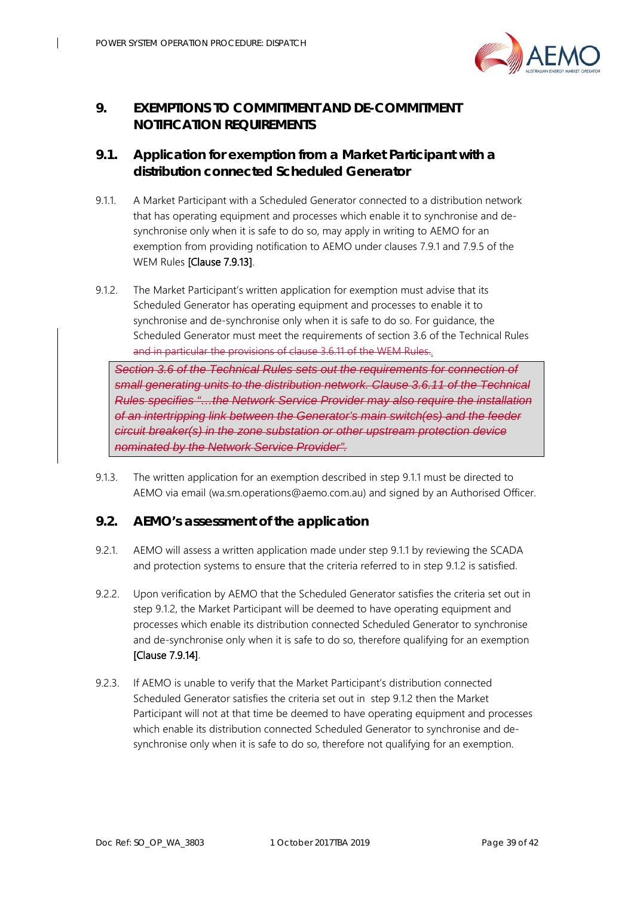# 9. EXEMPTIONS TO COMMITMENT AND DE-COMMITMENT NOTIFICATION REQUIREMENTS

## 9.1. Application for exemption from a Market Participant with a distribution connected Scheduled Generator

9.1.1. A Market Participant with a Scheduled Generator connected to a distribution network that has operating equipment and processes which enable it to synchronise and de-synchronise only when it is safe to do so, may apply in writing to AEMO for an exemption from providing notification to AEMO under clauses 7.9.1 and 7.9.5 of the WEM Rules [Clause 7.9.13].

9.1.2. The Market Participant's written application for exemption must advise that its Scheduled Generator has operating equipment and processes to enable it to synchronise and de-synchronise only when it is safe to do so. For guidance, the Scheduled Generator must meet the requirements of section 3.6 of the Technical Rules ~~and in particular the provisions of clause 3.6.11 of the WEM Rules.~~.

> ~~*Section 3.6 of the Technical Rules sets out the requirements for connection of small generating units to the distribution network. Clause 3.6.11 of the Technical Rules specifies "…the Network Service Provider may also require the installation of an intertripping link between the Generator's main switch(es) and the feeder circuit breaker(s) in the zone substation or other upstream protection device nominated by the Network Service Provider".*~~

9.1.3. The written application for an exemption described in step 9.1.1 must be directed to AEMO via email (wa.sm.operations@aemo.com.au) and signed by an Authorised Officer.

## 9.2. AEMO's assessment of the application

9.2.1. AEMO will assess a written application made under step 9.1.1 by reviewing the SCADA and protection systems to ensure that the criteria referred to in step 9.1.2 is satisfied.

9.2.2. Upon verification by AEMO that the Scheduled Generator satisfies the criteria set out in step 9.1.2, the Market Participant will be deemed to have operating equipment and processes which enable its distribution connected Scheduled Generator to synchronise and de-synchronise only when it is safe to do so, therefore qualifying for an exemption [Clause 7.9.14].

9.2.3. If AEMO is unable to verify that the Market Participant's distribution connected Scheduled Generator satisfies the criteria set out in step 9.1.2 then the Market Participant will not at that time be deemed to have operating equipment and processes which enable its distribution connected Scheduled Generator to synchronise and de-synchronise only when it is safe to do so, therefore not qualifying for an exemption.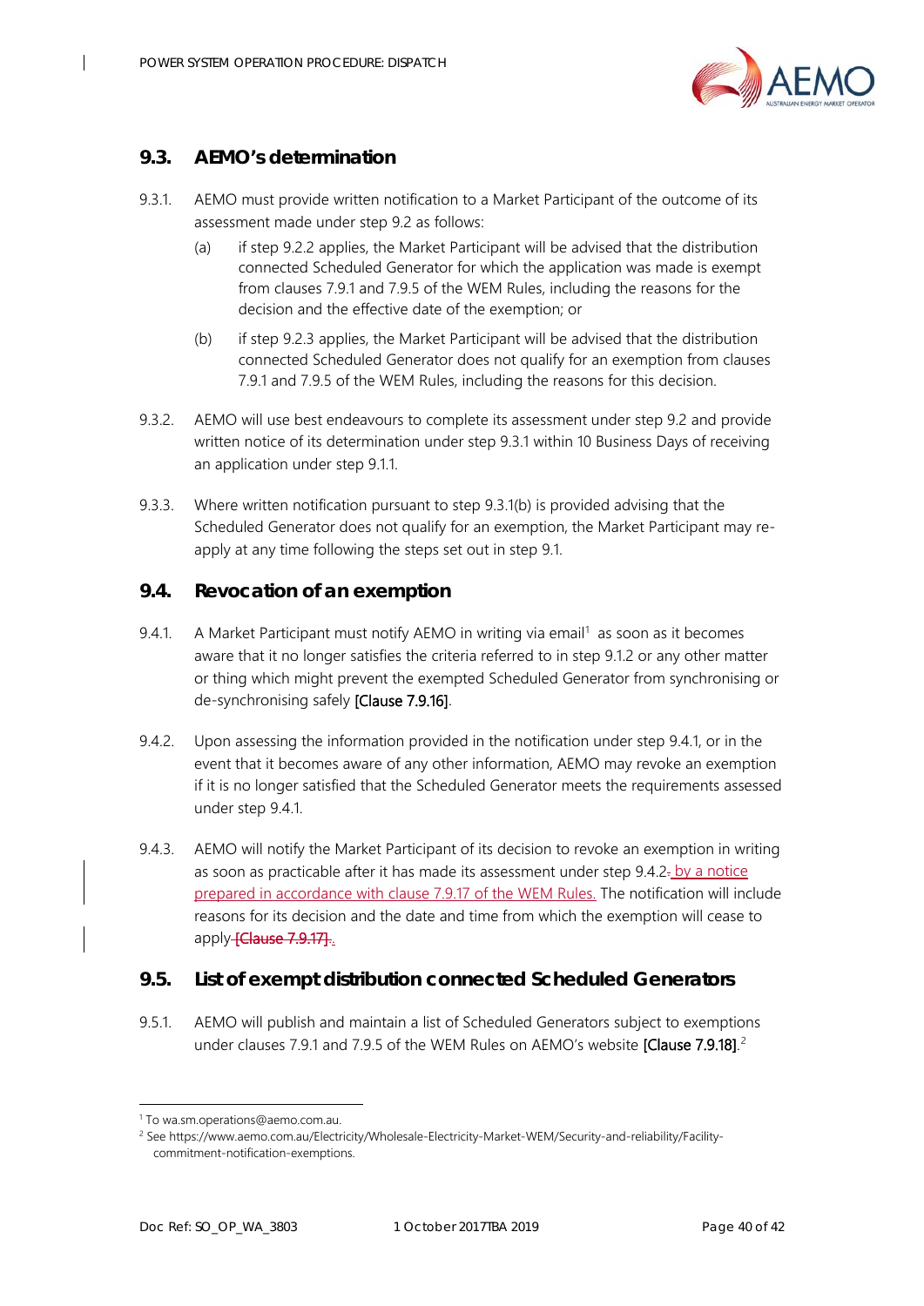## 9.3. AEMO's determination

9.3.1. AEMO must provide written notification to a Market Participant of the outcome of its assessment made under step 9.2 as follows:

(a) if step 9.2.2 applies, the Market Participant will be advised that the distribution connected Scheduled Generator for which the application was made is exempt from clauses 7.9.1 and 7.9.5 of the WEM Rules, including the reasons for the decision and the effective date of the exemption; or

(b) if step 9.2.3 applies, the Market Participant will be advised that the distribution connected Scheduled Generator does not qualify for an exemption from clauses 7.9.1 and 7.9.5 of the WEM Rules, including the reasons for this decision.

9.3.2. AEMO will use best endeavours to complete its assessment under step 9.2 and provide written notice of its determination under step 9.3.1 within 10 Business Days of receiving an application under step 9.1.1.

9.3.3. Where written notification pursuant to step 9.3.1(b) is provided advising that the Scheduled Generator does not qualify for an exemption, the Market Participant may re-apply at any time following the steps set out in step 9.1.

## 9.4. Revocation of an exemption

9.4.1. A Market Participant must notify AEMO in writing via email[1] as soon as it becomes aware that it no longer satisfies the criteria referred to in step 9.1.2 or any other matter or thing which might prevent the exempted Scheduled Generator from synchronising or de-synchronising safely **[Clause 7.9.16]**.

9.4.2. Upon assessing the information provided in the notification under step 9.4.1, or in the event that it becomes aware of any other information, AEMO may revoke an exemption if it is no longer satisfied that the Scheduled Generator meets the requirements assessed under step 9.4.1.

9.4.3. AEMO will notify the Market Participant of its decision to revoke an exemption in writing as soon as practicable after it has made its assessment under step 9.4.2~~.~~ by a notice prepared in accordance with clause 7.9.17 of the WEM Rules. The notification will include reasons for its decision and the date and time from which the exemption will cease to apply ~~[Clause 7.9.17]~~.

## 9.5. List of exempt distribution connected Scheduled Generators

9.5.1. AEMO will publish and maintain a list of Scheduled Generators subject to exemptions under clauses 7.9.1 and 7.9.5 of the WEM Rules on AEMO's website **[Clause 7.9.18]**.[2]

---

[1] To wa.sm.operations@aemo.com.au.

[2] See https://www.aemo.com.au/Electricity/Wholesale-Electricity-Market-WEM/Security-and-reliability/Facility-commitment-notification-exemptions.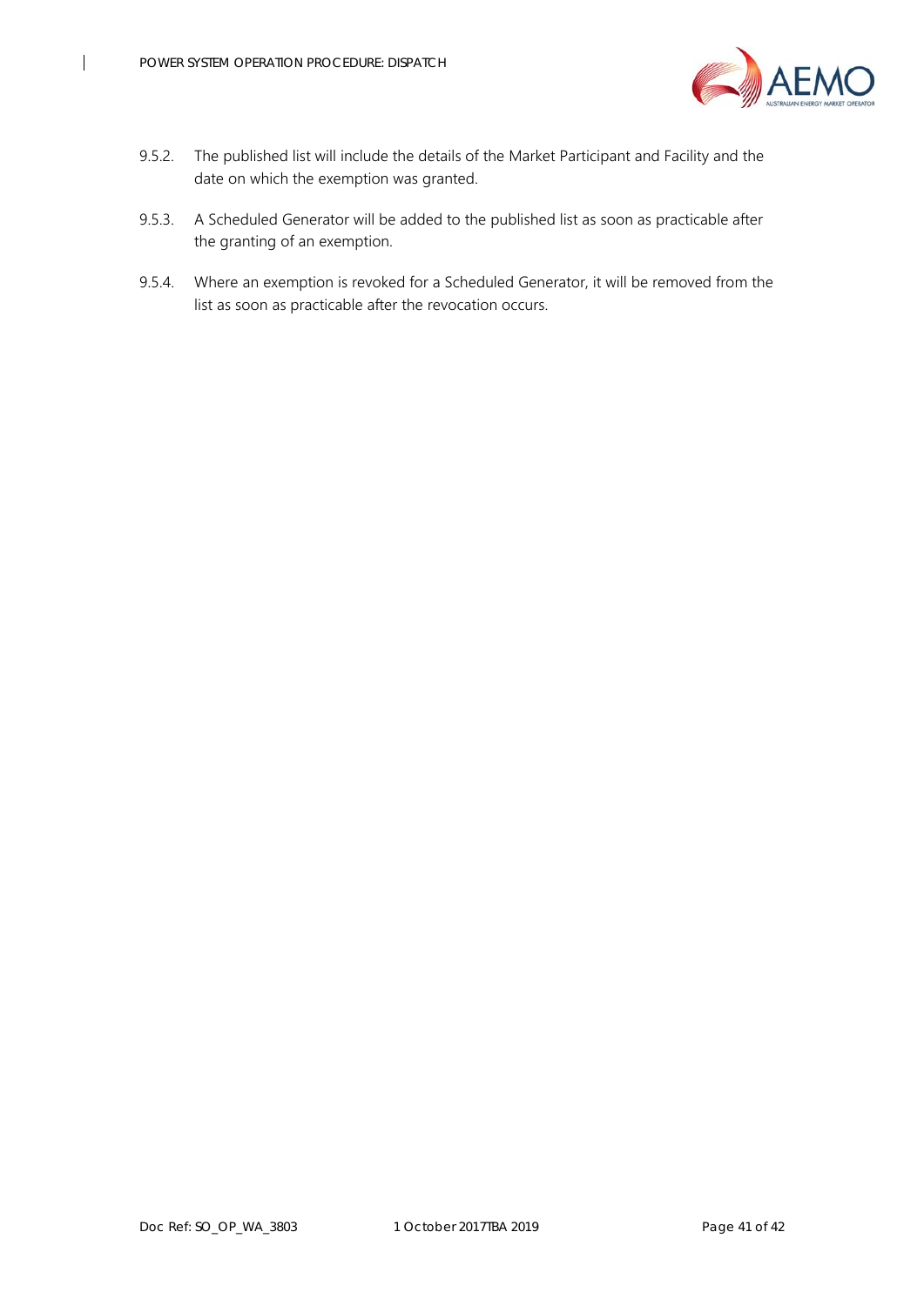9.5.2. The published list will include the details of the Market Participant and Facility and the date on which the exemption was granted.

9.5.3. A Scheduled Generator will be added to the published list as soon as practicable after the granting of an exemption.

9.5.4. Where an exemption is revoked for a Scheduled Generator, it will be removed from the list as soon as practicable after the revocation occurs.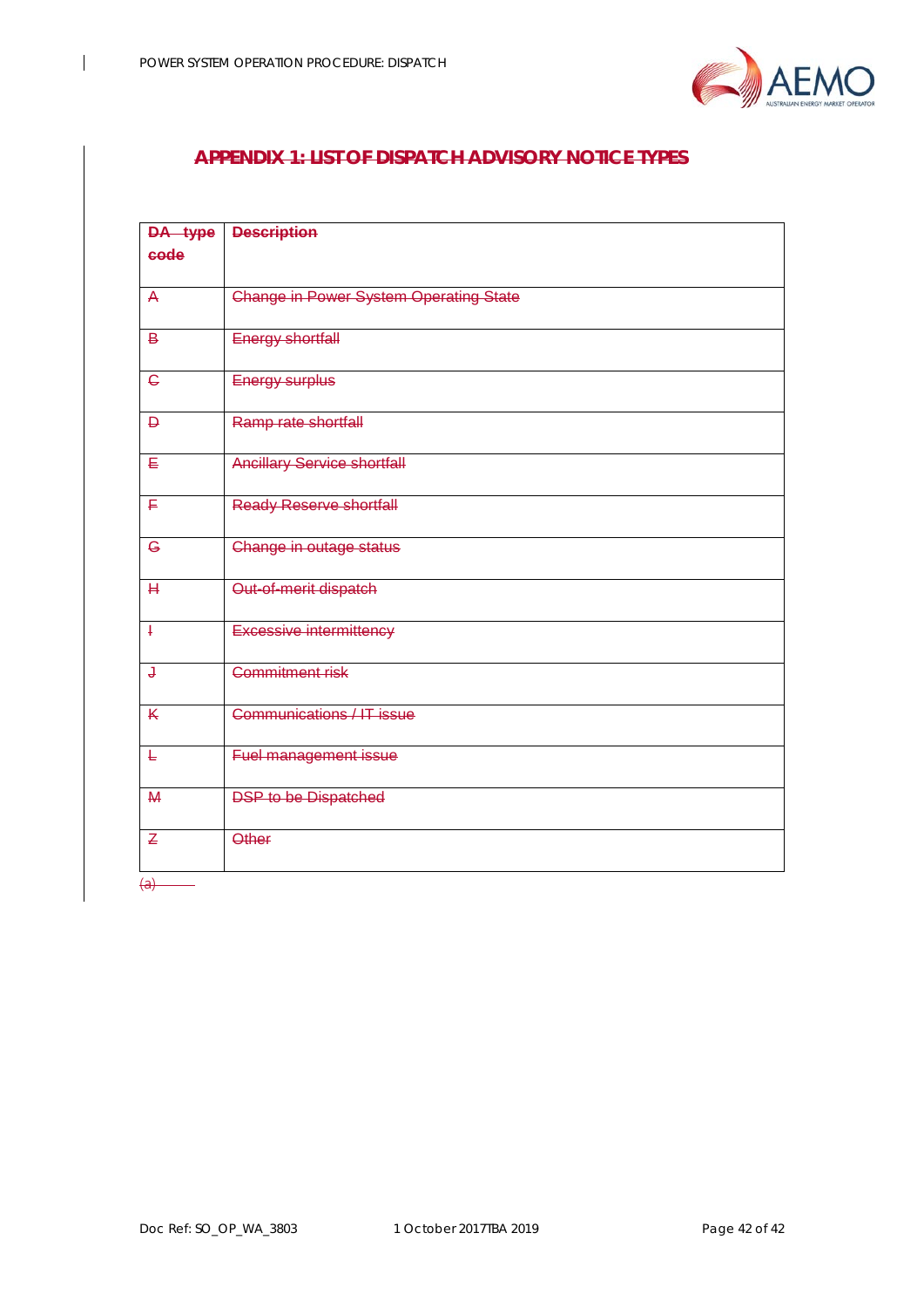# ~~APPENDIX 1: LIST OF DISPATCH ADVISORY NOTICE TYPES~~

| ~~DA type code~~ | ~~Description~~ |
|---|---|
| ~~A~~ | ~~Change in Power System Operating State~~ |
| ~~B~~ | ~~Energy shortfall~~ |
| ~~C~~ | ~~Energy surplus~~ |
| ~~D~~ | ~~Ramp rate shortfall~~ |
| ~~E~~ | ~~Ancillary Service shortfall~~ |
| ~~F~~ | ~~Ready Reserve shortfall~~ |
| ~~G~~ | ~~Change in outage status~~ |
| ~~H~~ | ~~Out-of-merit dispatch~~ |
| ~~I~~ | ~~Excessive intermittency~~ |
| ~~J~~ | ~~Commitment risk~~ |
| ~~K~~ | ~~Communications / IT issue~~ |
| ~~L~~ | ~~Fuel management issue~~ |
| ~~M~~ | ~~DSP to be Dispatched~~ |
| ~~Z~~ | ~~Other~~ |

~~(a)~~